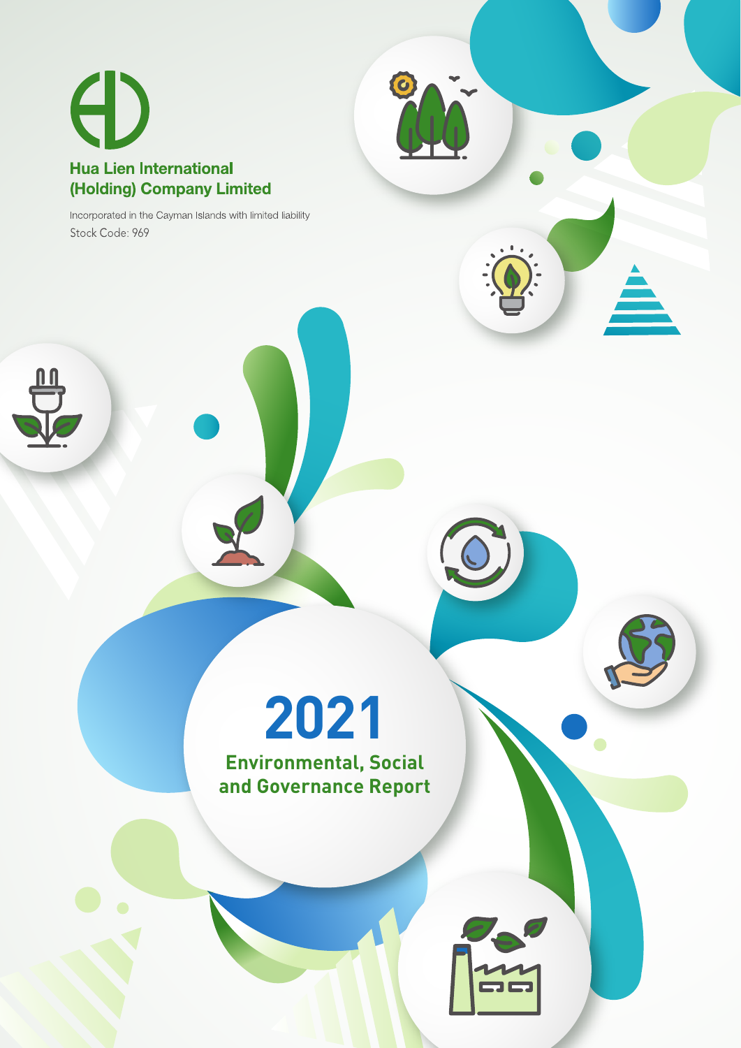**Hua Lien International (Holding) Company Limited**

Incorporated in the Cayman Islands with limited liability

Stock Code: 969

# 2021

## Environmental, Social and Governance Report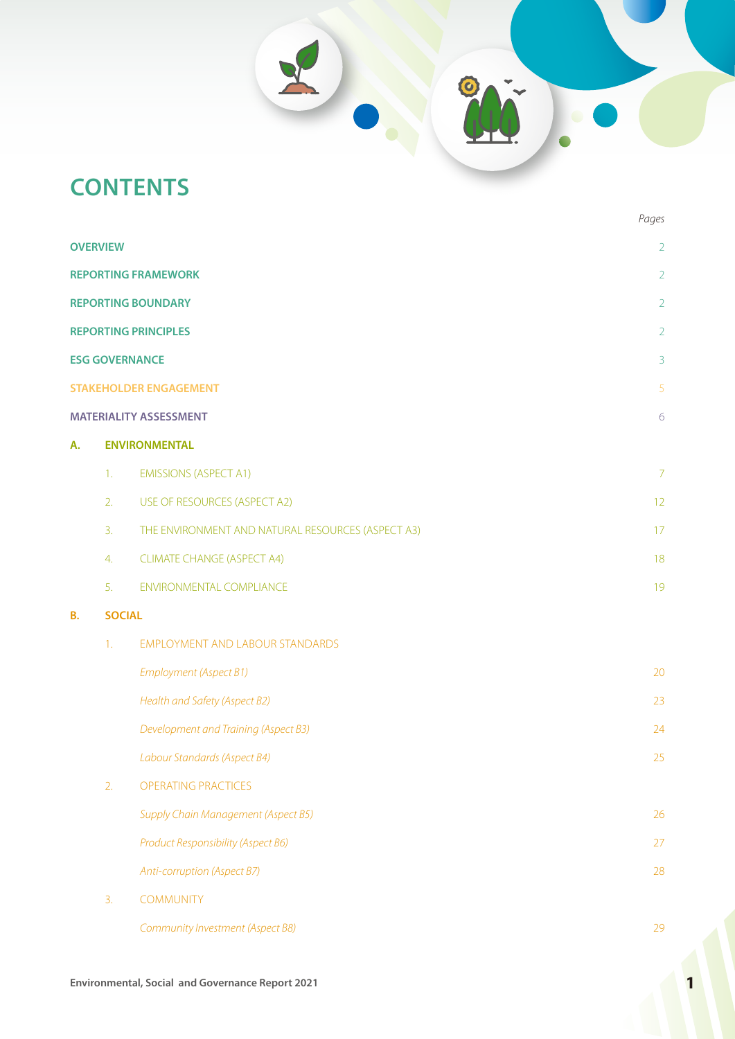# CONTENTS

| | | Pages |
|---|---|---|
| **OVERVIEW** | | 2 |
| **REPORTING FRAMEWORK** | | 2 |
| **REPORTING BOUNDARY** | | 2 |
| **REPORTING PRINCIPLES** | | 2 |
| **ESG GOVERNANCE** | | 3 |
| **STAKEHOLDER ENGAGEMENT** | | 5 |
| **MATERIALITY ASSESSMENT** | | 6 |
| **A.** | **ENVIRONMENTAL** | |
| 1. | EMISSIONS (ASPECT A1) | 7 |
| 2. | USE OF RESOURCES (ASPECT A2) | 12 |
| 3. | THE ENVIRONMENT AND NATURAL RESOURCES (ASPECT A3) | 17 |
| 4. | CLIMATE CHANGE (ASPECT A4) | 18 |
| 5. | ENVIRONMENTAL COMPLIANCE | 19 |
| **B.** | **SOCIAL** | |
| 1. | EMPLOYMENT AND LABOUR STANDARDS | |
| | *Employment (Aspect B1)* | 20 |
| | *Health and Safety (Aspect B2)* | 23 |
| | *Development and Training (Aspect B3)* | 24 |
| | *Labour Standards (Aspect B4)* | 25 |
| 2. | OPERATING PRACTICES | |
| | *Supply Chain Management (Aspect B5)* | 26 |
| | *Product Responsibility (Aspect B6)* | 27 |
| | *Anti-corruption (Aspect B7)* | 28 |
| 3. | COMMUNITY | |
| | *Community Investment (Aspect B8)* | 29 |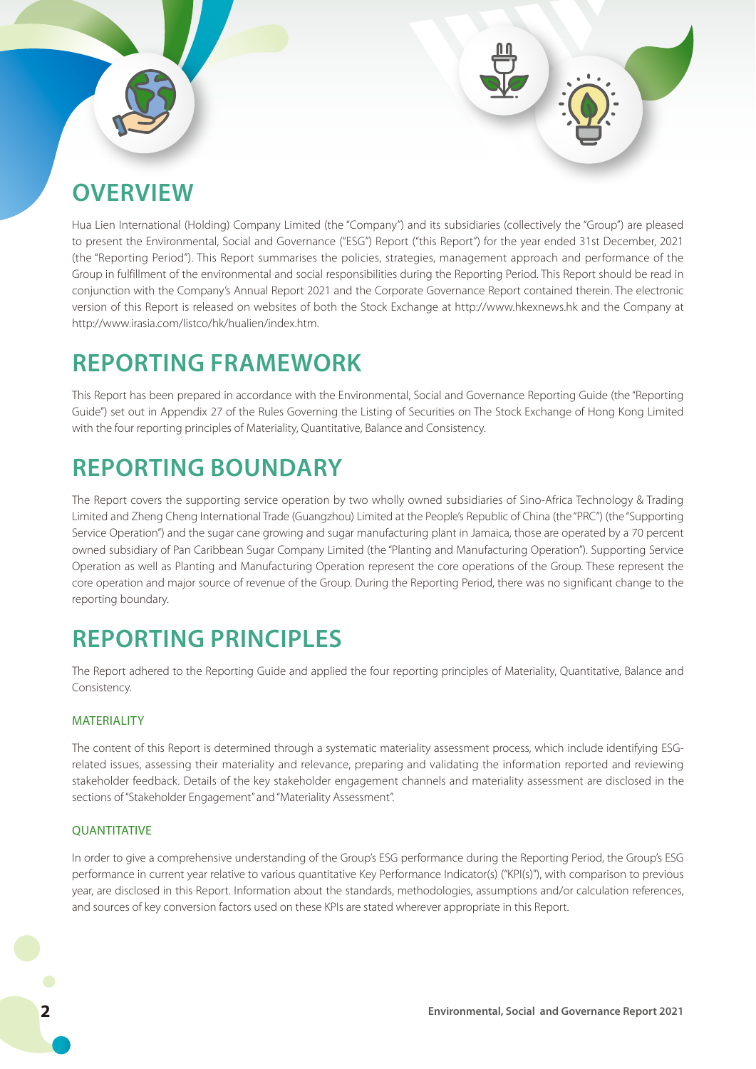## OVERVIEW

Hua Lien International (Holding) Company Limited (the "Company") and its subsidiaries (collectively the "Group") are pleased to present the Environmental, Social and Governance ("ESG") Report ("this Report") for the year ended 31st December, 2021 (the "Reporting Period"). This Report summarises the policies, strategies, management approach and performance of the Group in fulfillment of the environmental and social responsibilities during the Reporting Period. This Report should be read in conjunction with the Company's Annual Report 2021 and the Corporate Governance Report contained therein. The electronic version of this Report is released on websites of both the Stock Exchange at http://www.hkexnews.hk and the Company at http://www.irasia.com/listco/hk/hualien/index.htm.

## REPORTING FRAMEWORK

This Report has been prepared in accordance with the Environmental, Social and Governance Reporting Guide (the "Reporting Guide") set out in Appendix 27 of the Rules Governing the Listing of Securities on The Stock Exchange of Hong Kong Limited with the four reporting principles of Materiality, Quantitative, Balance and Consistency.

## REPORTING BOUNDARY

The Report covers the supporting service operation by two wholly owned subsidiaries of Sino-Africa Technology & Trading Limited and Zheng Cheng International Trade (Guangzhou) Limited at the People's Republic of China (the "PRC") (the "Supporting Service Operation") and the sugar cane growing and sugar manufacturing plant in Jamaica, those are operated by a 70 percent owned subsidiary of Pan Caribbean Sugar Company Limited (the "Planting and Manufacturing Operation"). Supporting Service Operation as well as Planting and Manufacturing Operation represent the core operations of the Group. These represent the core operation and major source of revenue of the Group. During the Reporting Period, there was no significant change to the reporting boundary.

## REPORTING PRINCIPLES

The Report adhered to the Reporting Guide and applied the four reporting principles of Materiality, Quantitative, Balance and Consistency.

### MATERIALITY

The content of this Report is determined through a systematic materiality assessment process, which include identifying ESG-related issues, assessing their materiality and relevance, preparing and validating the information reported and reviewing stakeholder feedback. Details of the key stakeholder engagement channels and materiality assessment are disclosed in the sections of "Stakeholder Engagement" and "Materiality Assessment".

### QUANTITATIVE

In order to give a comprehensive understanding of the Group's ESG performance during the Reporting Period, the Group's ESG performance in current year relative to various quantitative Key Performance Indicator(s) ("KPI(s)"), with comparison to previous year, are disclosed in this Report. Information about the standards, methodologies, assumptions and/or calculation references, and sources of key conversion factors used on these KPIs are stated wherever appropriate in this Report.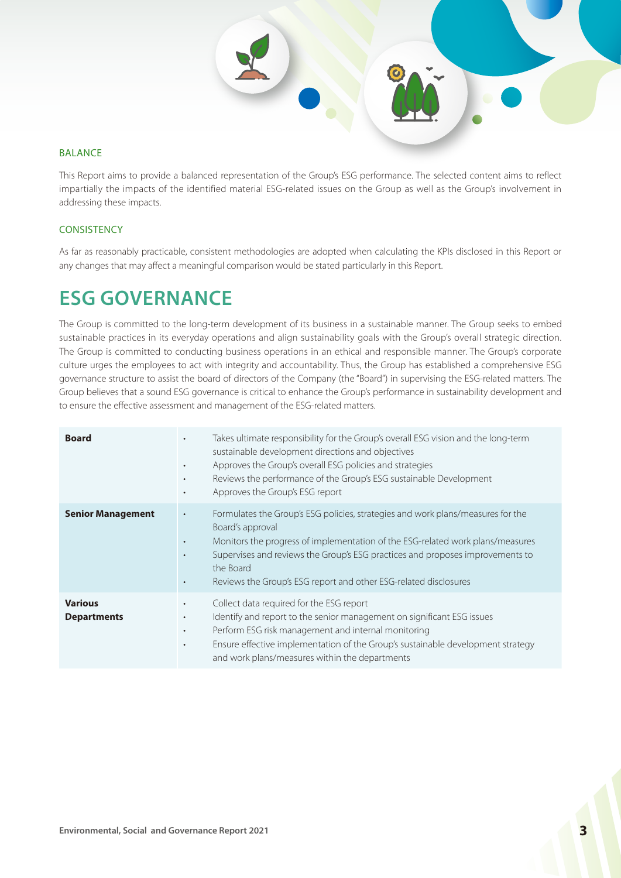### BALANCE

This Report aims to provide a balanced representation of the Group's ESG performance. The selected content aims to reflect impartially the impacts of the identified material ESG-related issues on the Group as well as the Group's involvement in addressing these impacts.

### CONSISTENCY

As far as reasonably practicable, consistent methodologies are adopted when calculating the KPIs disclosed in this Report or any changes that may affect a meaningful comparison would be stated particularly in this Report.

## ESG GOVERNANCE

The Group is committed to the long-term development of its business in a sustainable manner. The Group seeks to embed sustainable practices in its everyday operations and align sustainability goals with the Group's overall strategic direction. The Group is committed to conducting business operations in an ethical and responsible manner. The Group's corporate culture urges the employees to act with integrity and accountability. Thus, the Group has established a comprehensive ESG governance structure to assist the board of directors of the Company (the "Board") in supervising the ESG-related matters. The Group believes that a sound ESG governance is critical to enhance the Group's performance in sustainability development and to ensure the effective assessment and management of the ESG-related matters.

| | |
|---|---|
| **Board** | • Takes ultimate responsibility for the Group's overall ESG vision and the long-term sustainable development directions and objectives<br>• Approves the Group's overall ESG policies and strategies<br>• Reviews the performance of the Group's ESG sustainable Development<br>• Approves the Group's ESG report |
| **Senior Management** | • Formulates the Group's ESG policies, strategies and work plans/measures for the Board's approval<br>• Monitors the progress of implementation of the ESG-related work plans/measures<br>• Supervises and reviews the Group's ESG practices and proposes improvements to the Board<br>• Reviews the Group's ESG report and other ESG-related disclosures |
| **Various Departments** | • Collect data required for the ESG report<br>• Identify and report to the senior management on significant ESG issues<br>• Perform ESG risk management and internal monitoring<br>• Ensure effective implementation of the Group's sustainable development strategy and work plans/measures within the departments |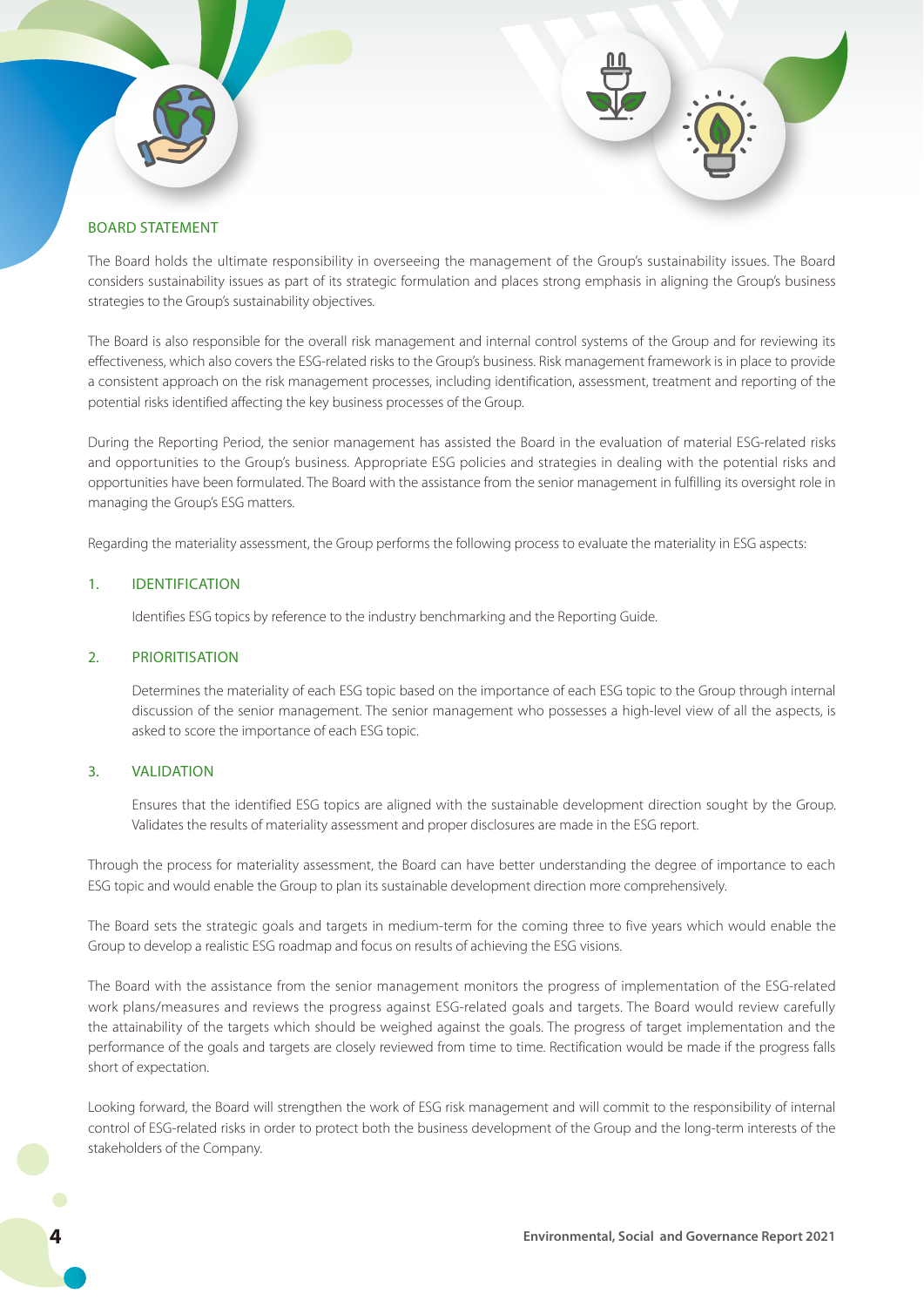## BOARD STATEMENT

The Board holds the ultimate responsibility in overseeing the management of the Group's sustainability issues. The Board considers sustainability issues as part of its strategic formulation and places strong emphasis in aligning the Group's business strategies to the Group's sustainability objectives.

The Board is also responsible for the overall risk management and internal control systems of the Group and for reviewing its effectiveness, which also covers the ESG-related risks to the Group's business. Risk management framework is in place to provide a consistent approach on the risk management processes, including identification, assessment, treatment and reporting of the potential risks identified affecting the key business processes of the Group.

During the Reporting Period, the senior management has assisted the Board in the evaluation of material ESG-related risks and opportunities to the Group's business. Appropriate ESG policies and strategies in dealing with the potential risks and opportunities have been formulated. The Board with the assistance from the senior management in fulfilling its oversight role in managing the Group's ESG matters.

Regarding the materiality assessment, the Group performs the following process to evaluate the materiality in ESG aspects:

### 1. IDENTIFICATION

Identifies ESG topics by reference to the industry benchmarking and the Reporting Guide.

### 2. PRIORITISATION

Determines the materiality of each ESG topic based on the importance of each ESG topic to the Group through internal discussion of the senior management. The senior management who possesses a high-level view of all the aspects, is asked to score the importance of each ESG topic.

### 3. VALIDATION

Ensures that the identified ESG topics are aligned with the sustainable development direction sought by the Group. Validates the results of materiality assessment and proper disclosures are made in the ESG report.

Through the process for materiality assessment, the Board can have better understanding the degree of importance to each ESG topic and would enable the Group to plan its sustainable development direction more comprehensively.

The Board sets the strategic goals and targets in medium-term for the coming three to five years which would enable the Group to develop a realistic ESG roadmap and focus on results of achieving the ESG visions.

The Board with the assistance from the senior management monitors the progress of implementation of the ESG-related work plans/measures and reviews the progress against ESG-related goals and targets. The Board would review carefully the attainability of the targets which should be weighed against the goals. The progress of target implementation and the performance of the goals and targets are closely reviewed from time to time. Rectification would be made if the progress falls short of expectation.

Looking forward, the Board will strengthen the work of ESG risk management and will commit to the responsibility of internal control of ESG-related risks in order to protect both the business development of the Group and the long-term interests of the stakeholders of the Company.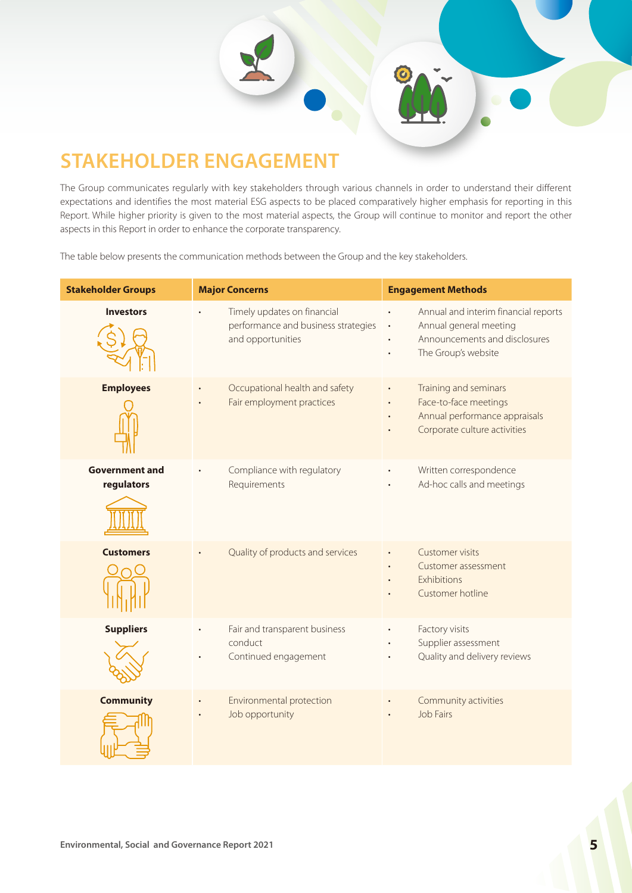# STAKEHOLDER ENGAGEMENT

The Group communicates regularly with key stakeholders through various channels in order to understand their different expectations and identifies the most material ESG aspects to be placed comparatively higher emphasis for reporting in this Report. While higher priority is given to the most material aspects, the Group will continue to monitor and report the other aspects in this Report in order to enhance the corporate transparency.

The table below presents the communication methods between the Group and the key stakeholders.

| Stakeholder Groups | Major Concerns | Engagement Methods |
|---|---|---|
| **Investors** | • Timely updates on financial performance and business strategies and opportunities | • Annual and interim financial reports<br>• Annual general meeting<br>• Announcements and disclosures<br>• The Group's website |
| **Employees** | • Occupational health and safety<br>• Fair employment practices | • Training and seminars<br>• Face-to-face meetings<br>• Annual performance appraisals<br>• Corporate culture activities |
| **Government and regulators** | • Compliance with regulatory Requirements | • Written correspondence<br>• Ad-hoc calls and meetings |
| **Customers** | • Quality of products and services | • Customer visits<br>• Customer assessment<br>• Exhibitions<br>• Customer hotline |
| **Suppliers** | • Fair and transparent business conduct<br>• Continued engagement | • Factory visits<br>• Supplier assessment<br>• Quality and delivery reviews |
| **Community** | • Environmental protection<br>• Job opportunity | • Community activities<br>• Job Fairs |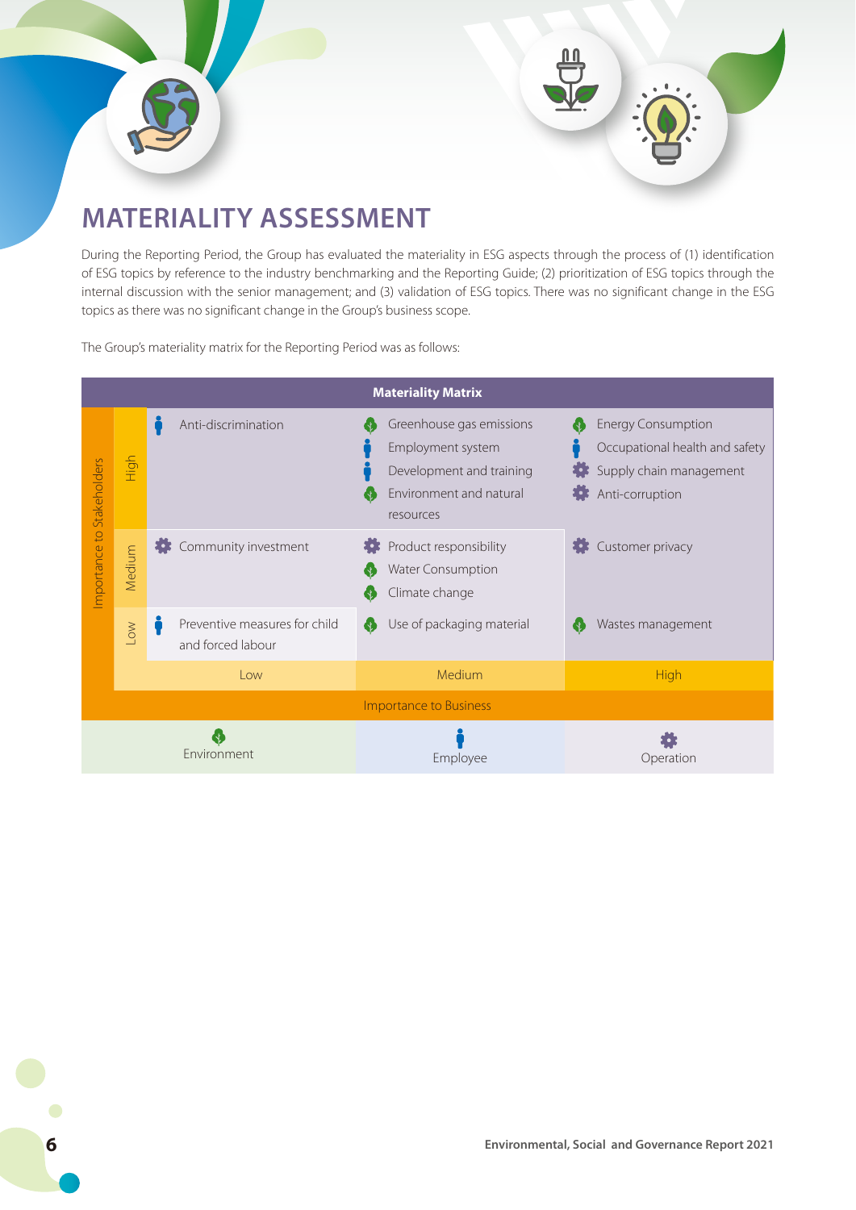# MATERIALITY ASSESSMENT

During the Reporting Period, the Group has evaluated the materiality in ESG aspects through the process of (1) identification of ESG topics by reference to the industry benchmarking and the Reporting Guide; (2) prioritization of ESG topics through the internal discussion with the senior management; and (3) validation of ESG topics. There was no significant change in the ESG topics as there was no significant change in the Group's business scope.

The Group's materiality matrix for the Reporting Period was as follows:

**Materiality Matrix**

| Importance to Stakeholders \ Importance to Business | Low | Medium | High |
|---|---|---|---|
| **High** | Anti-discrimination (Employee) | Greenhouse gas emissions (Environment)<br>Employment system (Employee)<br>Development and training (Employee)<br>Environment and natural resources (Environment) | Energy Consumption (Environment)<br>Occupational health and safety (Employee)<br>Supply chain management (Operation)<br>Anti-corruption (Operation) |
| **Medium** | Community investment (Operation) | Product responsibility (Operation)<br>Water Consumption (Environment)<br>Climate change (Environment) | Customer privacy (Operation) |
| **Low** | Preventive measures for child and forced labour (Employee) | Use of packaging material (Environment) | Wastes management (Environment) |

Legend: Environment | Employee | Operation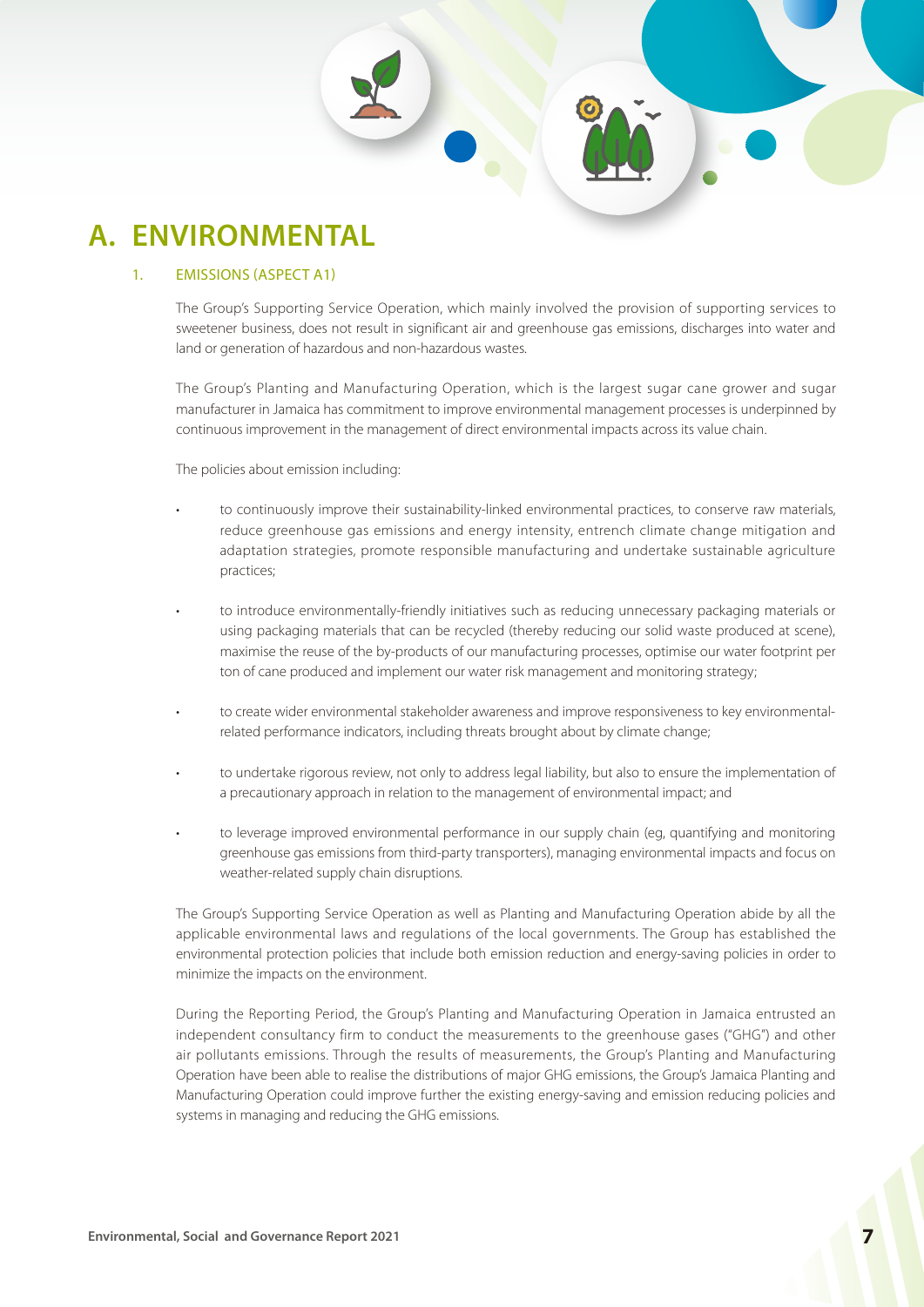# A. ENVIRONMENTAL

## 1. EMISSIONS (ASPECT A1)

The Group's Supporting Service Operation, which mainly involved the provision of supporting services to sweetener business, does not result in significant air and greenhouse gas emissions, discharges into water and land or generation of hazardous and non-hazardous wastes.

The Group's Planting and Manufacturing Operation, which is the largest sugar cane grower and sugar manufacturer in Jamaica has commitment to improve environmental management processes is underpinned by continuous improvement in the management of direct environmental impacts across its value chain.

The policies about emission including:

- to continuously improve their sustainability-linked environmental practices, to conserve raw materials, reduce greenhouse gas emissions and energy intensity, entrench climate change mitigation and adaptation strategies, promote responsible manufacturing and undertake sustainable agriculture practices;
- to introduce environmentally-friendly initiatives such as reducing unnecessary packaging materials or using packaging materials that can be recycled (thereby reducing our solid waste produced at scene), maximise the reuse of the by-products of our manufacturing processes, optimise our water footprint per ton of cane produced and implement our water risk management and monitoring strategy;
- to create wider environmental stakeholder awareness and improve responsiveness to key environmental-related performance indicators, including threats brought about by climate change;
- to undertake rigorous review, not only to address legal liability, but also to ensure the implementation of a precautionary approach in relation to the management of environmental impact; and
- to leverage improved environmental performance in our supply chain (eg, quantifying and monitoring greenhouse gas emissions from third-party transporters), managing environmental impacts and focus on weather-related supply chain disruptions.

The Group's Supporting Service Operation as well as Planting and Manufacturing Operation abide by all the applicable environmental laws and regulations of the local governments. The Group has established the environmental protection policies that include both emission reduction and energy-saving policies in order to minimize the impacts on the environment.

During the Reporting Period, the Group's Planting and Manufacturing Operation in Jamaica entrusted an independent consultancy firm to conduct the measurements to the greenhouse gases ("GHG") and other air pollutants emissions. Through the results of measurements, the Group's Planting and Manufacturing Operation have been able to realise the distributions of major GHG emissions, the Group's Jamaica Planting and Manufacturing Operation could improve further the existing energy-saving and emission reducing policies and systems in managing and reducing the GHG emissions.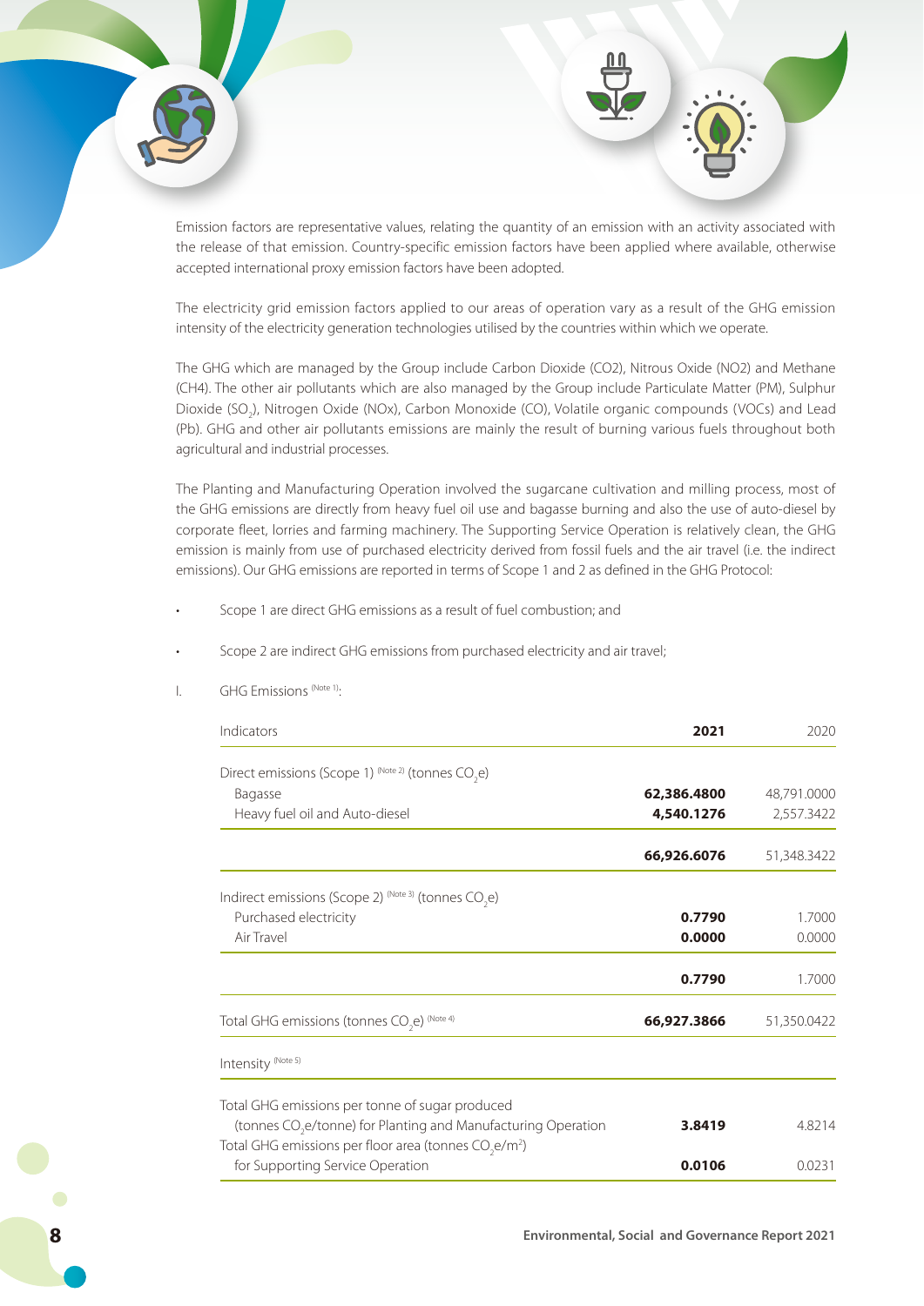Emission factors are representative values, relating the quantity of an emission with an activity associated with the release of that emission. Country-specific emission factors have been applied where available, otherwise accepted international proxy emission factors have been adopted.

The electricity grid emission factors applied to our areas of operation vary as a result of the GHG emission intensity of the electricity generation technologies utilised by the countries within which we operate.

The GHG which are managed by the Group include Carbon Dioxide (CO2), Nitrous Oxide (NO2) and Methane (CH4). The other air pollutants which are also managed by the Group include Particulate Matter (PM), Sulphur Dioxide ($SO_2$), Nitrogen Oxide (NOx), Carbon Monoxide (CO), Volatile organic compounds (VOCs) and Lead (Pb). GHG and other air pollutants emissions are mainly the result of burning various fuels throughout both agricultural and industrial processes.

The Planting and Manufacturing Operation involved the sugarcane cultivation and milling process, most of the GHG emissions are directly from heavy fuel oil use and bagasse burning and also the use of auto-diesel by corporate fleet, lorries and farming machinery. The Supporting Service Operation is relatively clean, the GHG emission is mainly from use of purchased electricity derived from fossil fuels and the air travel (i.e. the indirect emissions). Our GHG emissions are reported in terms of Scope 1 and 2 as defined in the GHG Protocol:

- Scope 1 are direct GHG emissions as a result of fuel combustion; and
- Scope 2 are indirect GHG emissions from purchased electricity and air travel;

I. GHG Emissions (Note 1):

| Indicators | **2021** | 2020 |
|---|---|---|
| Direct emissions (Scope 1) (Note 2) (tonnes $CO_2e$) | | |
| Bagasse | **62,386.4800** | 48,791.0000 |
| Heavy fuel oil and Auto-diesel | **4,540.1276** | 2,557.3422 |
| | **66,926.6076** | 51,348.3422 |
| Indirect emissions (Scope 2) (Note 3) (tonnes $CO_2e$) | | |
| Purchased electricity | **0.7790** | 1.7000 |
| Air Travel | **0.0000** | 0.0000 |
| | **0.7790** | 1.7000 |
| Total GHG emissions (tonnes $CO_2e$) (Note 4) | **66,927.3866** | 51,350.0422 |
| Intensity (Note 5) | | |
| Total GHG emissions per tonne of sugar produced (tonnes $CO_2e$/tonne) for Planting and Manufacturing Operation | **3.8419** | 4.8214 |
| Total GHG emissions per floor area (tonnes $CO_2e/m^2$) for Supporting Service Operation | **0.0106** | 0.0231 |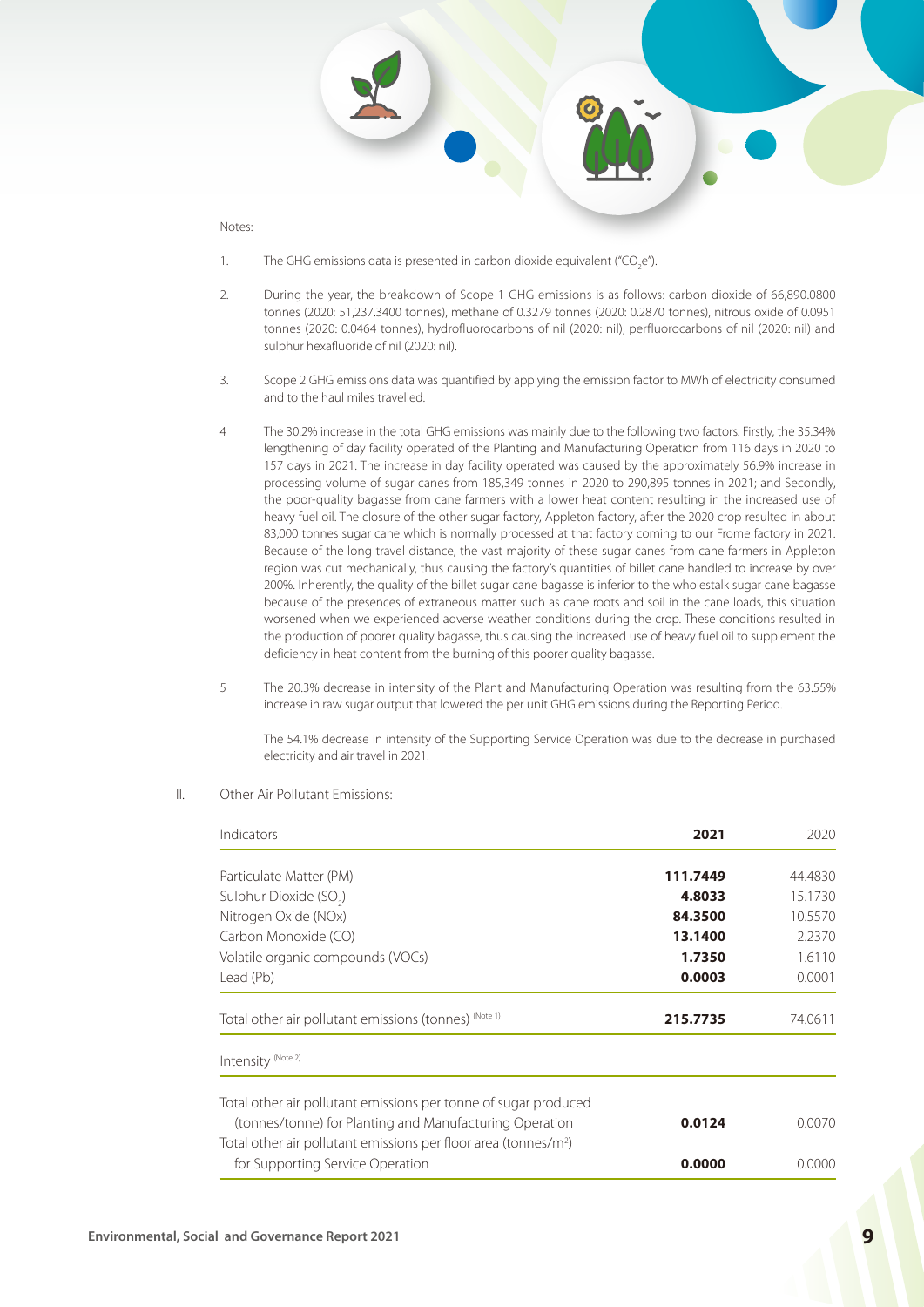Notes:

1. The GHG emissions data is presented in carbon dioxide equivalent ("$CO_2e$").

2. During the year, the breakdown of Scope 1 GHG emissions is as follows: carbon dioxide of 66,890.0800 tonnes (2020: 51,237.3400 tonnes), methane of 0.3279 tonnes (2020: 0.2870 tonnes), nitrous oxide of 0.0951 tonnes (2020: 0.0464 tonnes), hydrofluorocarbons of nil (2020: nil), perfluorocarbons of nil (2020: nil) and sulphur hexafluoride of nil (2020: nil).

3. Scope 2 GHG emissions data was quantified by applying the emission factor to MWh of electricity consumed and to the haul miles travelled.

4 The 30.2% increase in the total GHG emissions was mainly due to the following two factors. Firstly, the 35.34% lengthening of day facility operated of the Planting and Manufacturing Operation from 116 days in 2020 to 157 days in 2021. The increase in day facility operated was caused by the approximately 56.9% increase in processing volume of sugar canes from 185,349 tonnes in 2020 to 290,895 tonnes in 2021; and Secondly, the poor-quality bagasse from cane farmers with a lower heat content resulting in the increased use of heavy fuel oil. The closure of the other sugar factory, Appleton factory, after the 2020 crop resulted in about 83,000 tonnes sugar cane which is normally processed at that factory coming to our Frome factory in 2021. Because of the long travel distance, the vast majority of these sugar canes from cane farmers in Appleton region was cut mechanically, thus causing the factory's quantities of billet cane handled to increase by over 200%. Inherently, the quality of the billet sugar cane bagasse is inferior to the wholestalk sugar cane bagasse because of the presences of extraneous matter such as cane roots and soil in the cane loads, this situation worsened when we experienced adverse weather conditions during the crop. These conditions resulted in the production of poorer quality bagasse, thus causing the increased use of heavy fuel oil to supplement the deficiency in heat content from the burning of this poorer quality bagasse.

5 The 20.3% decrease in intensity of the Plant and Manufacturing Operation was resulting from the 63.55% increase in raw sugar output that lowered the per unit GHG emissions during the Reporting Period.

   The 54.1% decrease in intensity of the Supporting Service Operation was due to the decrease in purchased electricity and air travel in 2021.

II. Other Air Pollutant Emissions:

| Indicators | **2021** | 2020 |
|---|---|---|
| Particulate Matter (PM) | **111.7449** | 44.4830 |
| Sulphur Dioxide ($SO_2$) | **4.8033** | 15.1730 |
| Nitrogen Oxide (NOx) | **84.3500** | 10.5570 |
| Carbon Monoxide (CO) | **13.1400** | 2.2370 |
| Volatile organic compounds (VOCs) | **1.7350** | 1.6110 |
| Lead (Pb) | **0.0003** | 0.0001 |
| Total other air pollutant emissions (tonnes) (Note 1) | **215.7735** | 74.0611 |
| Intensity (Note 2) | | |
| Total other air pollutant emissions per tonne of sugar produced (tonnes/tonne) for Planting and Manufacturing Operation | **0.0124** | 0.0070 |
| Total other air pollutant emissions per floor area (tonnes/$m^2$) for Supporting Service Operation | **0.0000** | 0.0000 |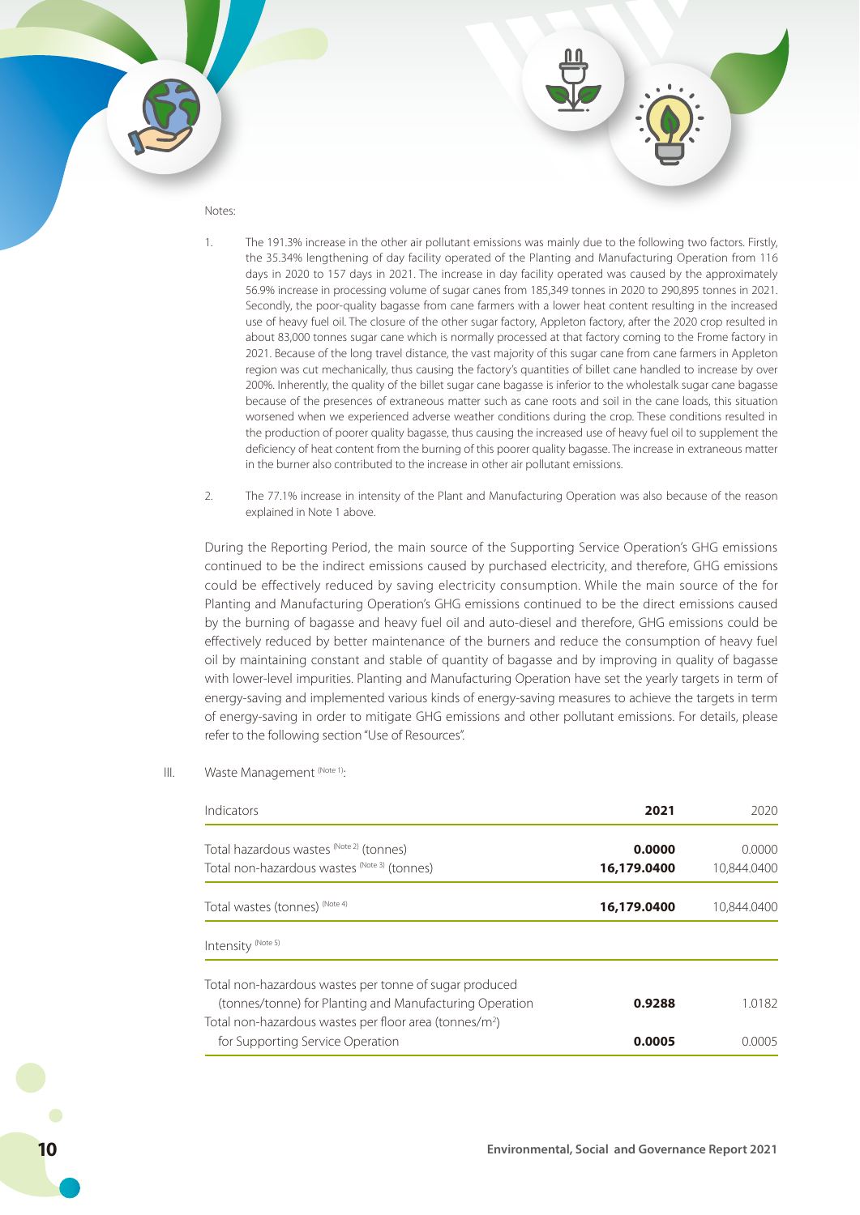Notes:

1. The 191.3% increase in the other air pollutant emissions was mainly due to the following two factors. Firstly, the 35.34% lengthening of day facility operated of the Planting and Manufacturing Operation from 116 days in 2020 to 157 days in 2021. The increase in day facility operated was caused by the approximately 56.9% increase in processing volume of sugar canes from 185,349 tonnes in 2020 to 290,895 tonnes in 2021. Secondly, the poor-quality bagasse from cane farmers with a lower heat content resulting in the increased use of heavy fuel oil. The closure of the other sugar factory, Appleton factory, after the 2020 crop resulted in about 83,000 tonnes sugar cane which is normally processed at that factory coming to the Frome factory in 2021. Because of the long travel distance, the vast majority of this sugar cane from cane farmers in Appleton region was cut mechanically, thus causing the factory's quantities of billet cane handled to increase by over 200%. Inherently, the quality of the billet sugar cane bagasse is inferior to the wholestalk sugar cane bagasse because of the presences of extraneous matter such as cane roots and soil in the cane loads, this situation worsened when we experienced adverse weather conditions during the crop. These conditions resulted in the production of poorer quality bagasse, thus causing the increased use of heavy fuel oil to supplement the deficiency of heat content from the burning of this poorer quality bagasse. The increase in extraneous matter in the burner also contributed to the increase in other air pollutant emissions.

2. The 77.1% increase in intensity of the Plant and Manufacturing Operation was also because of the reason explained in Note 1 above.

During the Reporting Period, the main source of the Supporting Service Operation's GHG emissions continued to be the indirect emissions caused by purchased electricity, and therefore, GHG emissions could be effectively reduced by saving electricity consumption. While the main source of the for Planting and Manufacturing Operation's GHG emissions continued to be the direct emissions caused by the burning of bagasse and heavy fuel oil and auto-diesel and therefore, GHG emissions could be effectively reduced by better maintenance of the burners and reduce the consumption of heavy fuel oil by maintaining constant and stable of quantity of bagasse and by improving in quality of bagasse with lower-level impurities. Planting and Manufacturing Operation have set the yearly targets in term of energy-saving and implemented various kinds of energy-saving measures to achieve the targets in term of energy-saving in order to mitigate GHG emissions and other pollutant emissions. For details, please refer to the following section "Use of Resources".

III. Waste Management (Note 1):

| Indicators | **2021** | 2020 |
|---|---|---|
| Total hazardous wastes (Note 2) (tonnes) | **0.0000** | 0.0000 |
| Total non-hazardous wastes (Note 3) (tonnes) | **16,179.0400** | 10,844.0400 |
| Total wastes (tonnes) (Note 4) | **16,179.0400** | 10,844.0400 |
| Intensity (Note 5) | | |
| Total non-hazardous wastes per tonne of sugar produced (tonnes/tonne) for Planting and Manufacturing Operation | **0.9288** | 1.0182 |
| Total non-hazardous wastes per floor area (tonnes/m$^2$) for Supporting Service Operation | **0.0005** | 0.0005 |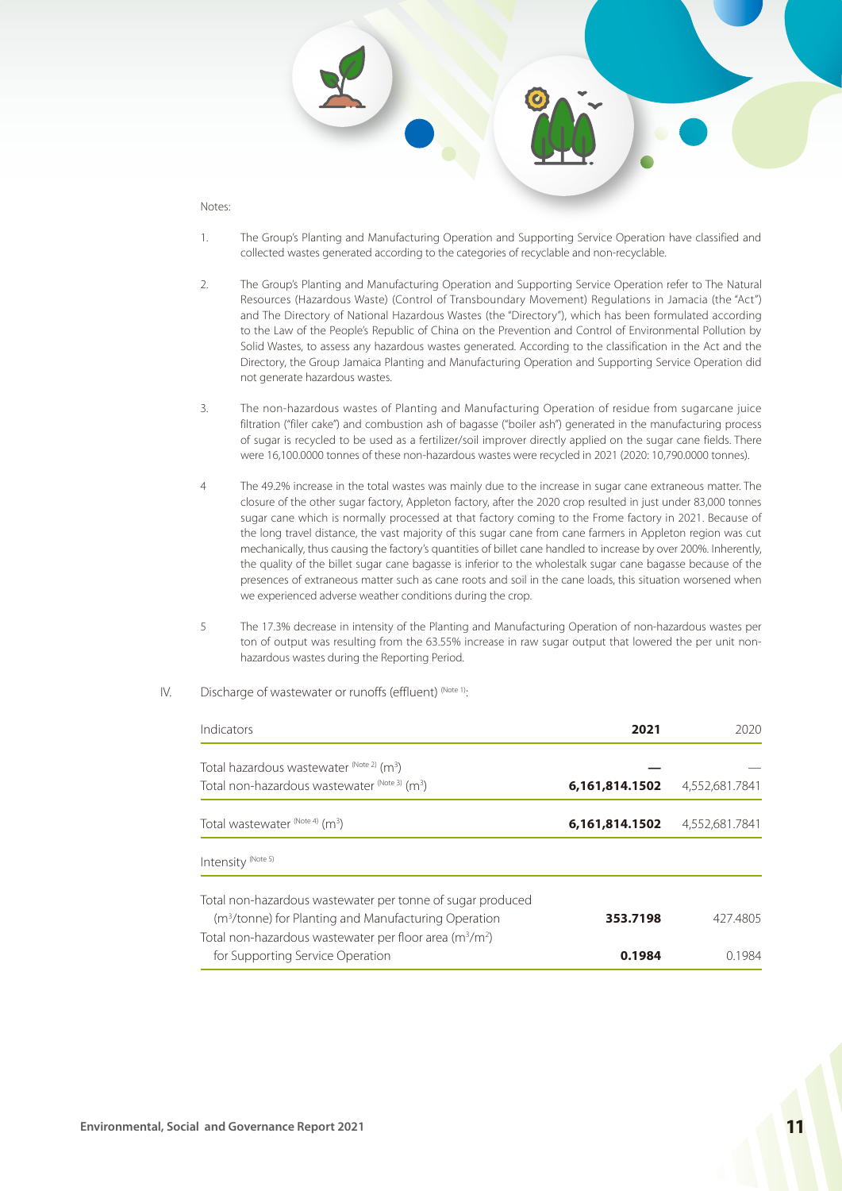Notes:

1. The Group's Planting and Manufacturing Operation and Supporting Service Operation have classified and collected wastes generated according to the categories of recyclable and non-recyclable.

2. The Group's Planting and Manufacturing Operation and Supporting Service Operation refer to The Natural Resources (Hazardous Waste) (Control of Transboundary Movement) Regulations in Jamacia (the "Act") and The Directory of National Hazardous Wastes (the "Directory"), which has been formulated according to the Law of the People's Republic of China on the Prevention and Control of Environmental Pollution by Solid Wastes, to assess any hazardous wastes generated. According to the classification in the Act and the Directory, the Group Jamaica Planting and Manufacturing Operation and Supporting Service Operation did not generate hazardous wastes.

3. The non-hazardous wastes of Planting and Manufacturing Operation of residue from sugarcane juice filtration ("filer cake") and combustion ash of bagasse ("boiler ash") generated in the manufacturing process of sugar is recycled to be used as a fertilizer/soil improver directly applied on the sugar cane fields. There were 16,100.0000 tonnes of these non-hazardous wastes were recycled in 2021 (2020: 10,790.0000 tonnes).

4 The 49.2% increase in the total wastes was mainly due to the increase in sugar cane extraneous matter. The closure of the other sugar factory, Appleton factory, after the 2020 crop resulted in just under 83,000 tonnes sugar cane which is normally processed at that factory coming to the Frome factory in 2021. Because of the long travel distance, the vast majority of this sugar cane from cane farmers in Appleton region was cut mechanically, thus causing the factory's quantities of billet cane handled to increase by over 200%. Inherently, the quality of the billet sugar cane bagasse is inferior to the wholestalk sugar cane bagasse because of the presences of extraneous matter such as cane roots and soil in the cane loads, this situation worsened when we experienced adverse weather conditions during the crop.

5 The 17.3% decrease in intensity of the Planting and Manufacturing Operation of non-hazardous wastes per ton of output was resulting from the 63.55% increase in raw sugar output that lowered the per unit non-hazardous wastes during the Reporting Period.

IV. Discharge of wastewater or runoffs (effluent) (Note 1):

| Indicators | 2021 | 2020 |
|---|---|---|
| Total hazardous wastewater (Note 2) ($m^3$) | — | — |
| Total non-hazardous wastewater (Note 3) ($m^3$) | **6,161,814.1502** | 4,552,681.7841 |
| Total wastewater (Note 4) ($m^3$) | **6,161,814.1502** | 4,552,681.7841 |
| Intensity (Note 5) | | |
| Total non-hazardous wastewater per tonne of sugar produced ($m^3$/tonne) for Planting and Manufacturing Operation | **353.7198** | 427.4805 |
| Total non-hazardous wastewater per floor area ($m^3/m^2$) for Supporting Service Operation | **0.1984** | 0.1984 |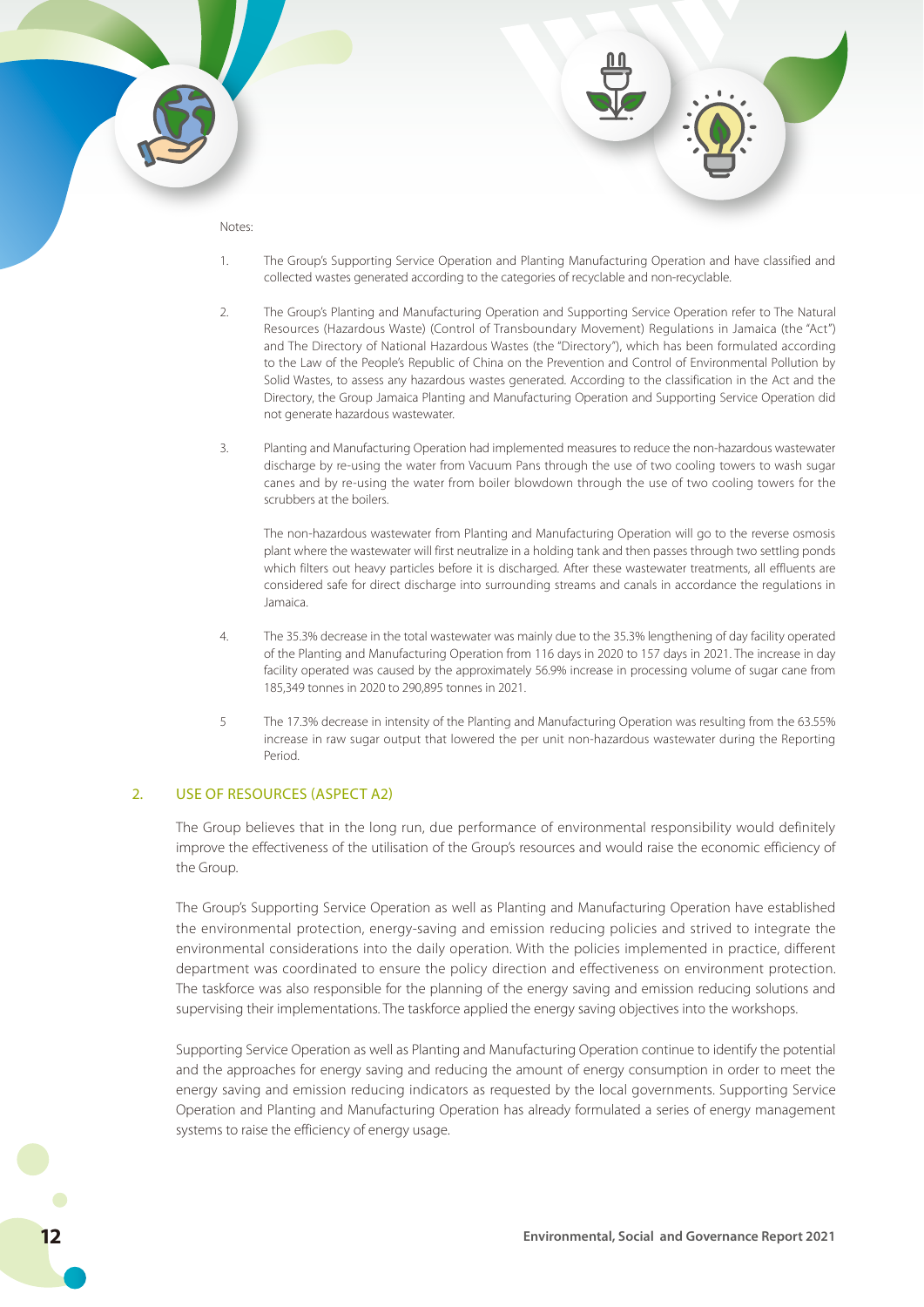Notes:

1. The Group's Supporting Service Operation and Planting Manufacturing Operation and have classified and collected wastes generated according to the categories of recyclable and non-recyclable.

2. The Group's Planting and Manufacturing Operation and Supporting Service Operation refer to The Natural Resources (Hazardous Waste) (Control of Transboundary Movement) Regulations in Jamaica (the "Act") and The Directory of National Hazardous Wastes (the "Directory"), which has been formulated according to the Law of the People's Republic of China on the Prevention and Control of Environmental Pollution by Solid Wastes, to assess any hazardous wastes generated. According to the classification in the Act and the Directory, the Group Jamaica Planting and Manufacturing Operation and Supporting Service Operation did not generate hazardous wastewater.

3. Planting and Manufacturing Operation had implemented measures to reduce the non-hazardous wastewater discharge by re-using the water from Vacuum Pans through the use of two cooling towers to wash sugar canes and by re-using the water from boiler blowdown through the use of two cooling towers for the scrubbers at the boilers.

   The non-hazardous wastewater from Planting and Manufacturing Operation will go to the reverse osmosis plant where the wastewater will first neutralize in a holding tank and then passes through two settling ponds which filters out heavy particles before it is discharged. After these wastewater treatments, all effluents are considered safe for direct discharge into surrounding streams and canals in accordance the regulations in Jamaica.

4. The 35.3% decrease in the total wastewater was mainly due to the 35.3% lengthening of day facility operated of the Planting and Manufacturing Operation from 116 days in 2020 to 157 days in 2021. The increase in day facility operated was caused by the approximately 56.9% increase in processing volume of sugar cane from 185,349 tonnes in 2020 to 290,895 tonnes in 2021.

5. The 17.3% decrease in intensity of the Planting and Manufacturing Operation was resulting from the 63.55% increase in raw sugar output that lowered the per unit non-hazardous wastewater during the Reporting Period.

## 2. USE OF RESOURCES (ASPECT A2)

The Group believes that in the long run, due performance of environmental responsibility would definitely improve the effectiveness of the utilisation of the Group's resources and would raise the economic efficiency of the Group.

The Group's Supporting Service Operation as well as Planting and Manufacturing Operation have established the environmental protection, energy-saving and emission reducing policies and strived to integrate the environmental considerations into the daily operation. With the policies implemented in practice, different department was coordinated to ensure the policy direction and effectiveness on environment protection. The taskforce was also responsible for the planning of the energy saving and emission reducing solutions and supervising their implementations. The taskforce applied the energy saving objectives into the workshops.

Supporting Service Operation as well as Planting and Manufacturing Operation continue to identify the potential and the approaches for energy saving and reducing the amount of energy consumption in order to meet the energy saving and emission reducing indicators as requested by the local governments. Supporting Service Operation and Planting and Manufacturing Operation has already formulated a series of energy management systems to raise the efficiency of energy usage.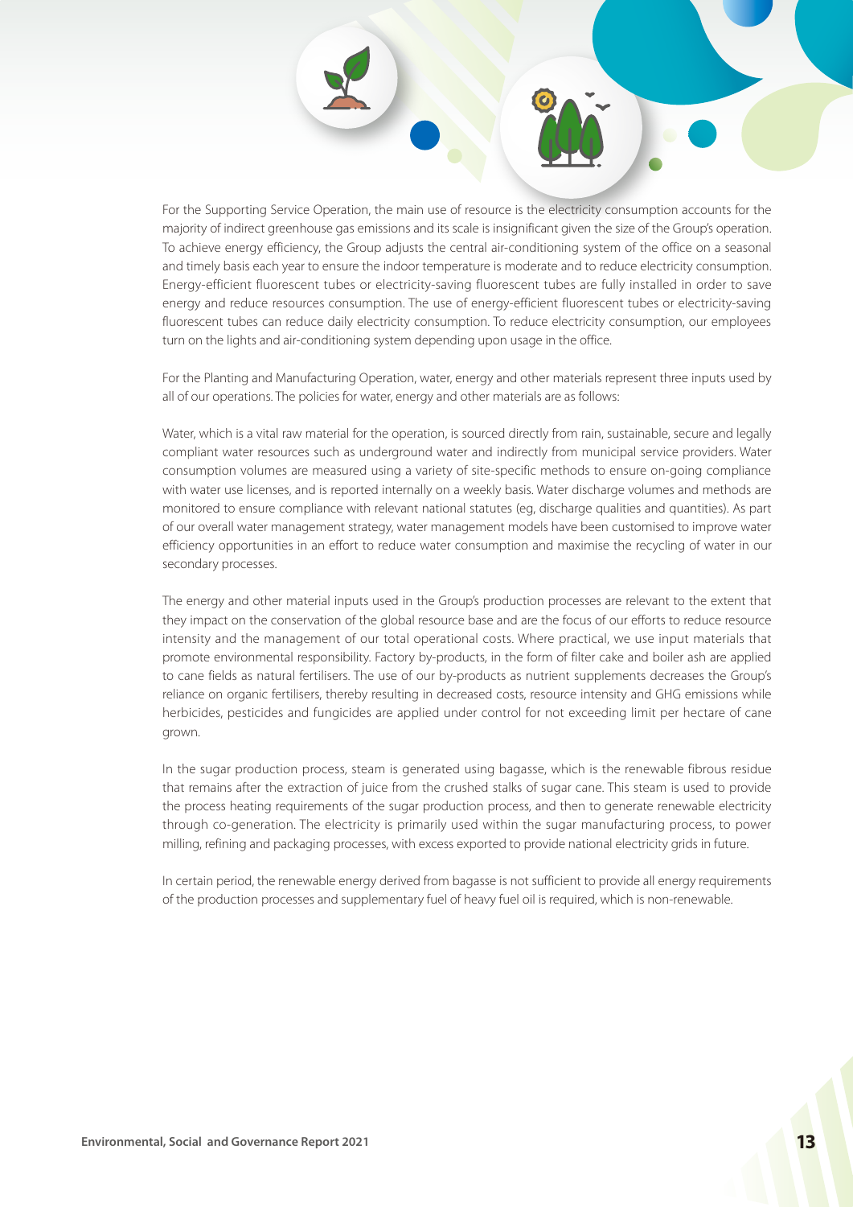For the Supporting Service Operation, the main use of resource is the electricity consumption accounts for the majority of indirect greenhouse gas emissions and its scale is insignificant given the size of the Group's operation. To achieve energy efficiency, the Group adjusts the central air-conditioning system of the office on a seasonal and timely basis each year to ensure the indoor temperature is moderate and to reduce electricity consumption. Energy-efficient fluorescent tubes or electricity-saving fluorescent tubes are fully installed in order to save energy and reduce resources consumption. The use of energy-efficient fluorescent tubes or electricity-saving fluorescent tubes can reduce daily electricity consumption. To reduce electricity consumption, our employees turn on the lights and air-conditioning system depending upon usage in the office.

For the Planting and Manufacturing Operation, water, energy and other materials represent three inputs used by all of our operations. The policies for water, energy and other materials are as follows:

Water, which is a vital raw material for the operation, is sourced directly from rain, sustainable, secure and legally compliant water resources such as underground water and indirectly from municipal service providers. Water consumption volumes are measured using a variety of site-specific methods to ensure on-going compliance with water use licenses, and is reported internally on a weekly basis. Water discharge volumes and methods are monitored to ensure compliance with relevant national statutes (eg, discharge qualities and quantities). As part of our overall water management strategy, water management models have been customised to improve water efficiency opportunities in an effort to reduce water consumption and maximise the recycling of water in our secondary processes.

The energy and other material inputs used in the Group's production processes are relevant to the extent that they impact on the conservation of the global resource base and are the focus of our efforts to reduce resource intensity and the management of our total operational costs. Where practical, we use input materials that promote environmental responsibility. Factory by-products, in the form of filter cake and boiler ash are applied to cane fields as natural fertilisers. The use of our by-products as nutrient supplements decreases the Group's reliance on organic fertilisers, thereby resulting in decreased costs, resource intensity and GHG emissions while herbicides, pesticides and fungicides are applied under control for not exceeding limit per hectare of cane grown.

In the sugar production process, steam is generated using bagasse, which is the renewable fibrous residue that remains after the extraction of juice from the crushed stalks of sugar cane. This steam is used to provide the process heating requirements of the sugar production process, and then to generate renewable electricity through co-generation. The electricity is primarily used within the sugar manufacturing process, to power milling, refining and packaging processes, with excess exported to provide national electricity grids in future.

In certain period, the renewable energy derived from bagasse is not sufficient to provide all energy requirements of the production processes and supplementary fuel of heavy fuel oil is required, which is non-renewable.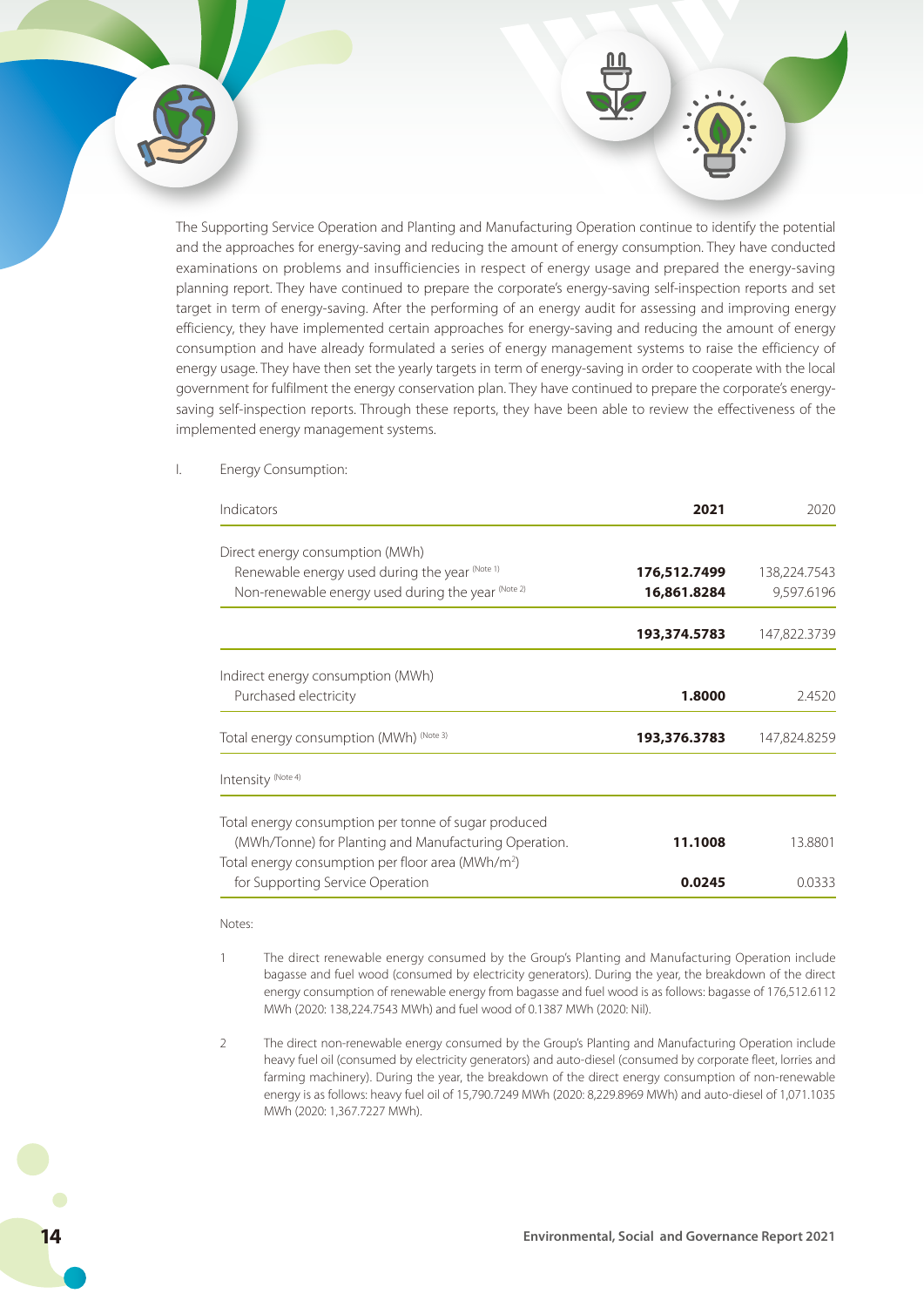The Supporting Service Operation and Planting and Manufacturing Operation continue to identify the potential and the approaches for energy-saving and reducing the amount of energy consumption. They have conducted examinations on problems and insufficiencies in respect of energy usage and prepared the energy-saving planning report. They have continued to prepare the corporate's energy-saving self-inspection reports and set target in term of energy-saving. After the performing of an energy audit for assessing and improving energy efficiency, they have implemented certain approaches for energy-saving and reducing the amount of energy consumption and have already formulated a series of energy management systems to raise the efficiency of energy usage. They have then set the yearly targets in term of energy-saving in order to cooperate with the local government for fulfilment the energy conservation plan. They have continued to prepare the corporate's energy-saving self-inspection reports. Through these reports, they have been able to review the effectiveness of the implemented energy management systems.

I. Energy Consumption:

| Indicators | **2021** | 2020 |
|---|---|---|
| Direct energy consumption (MWh) | | |
| Renewable energy used during the year (Note 1) | **176,512.7499** | 138,224.7543 |
| Non-renewable energy used during the year (Note 2) | **16,861.8284** | 9,597.6196 |
| | **193,374.5783** | 147,822.3739 |
| Indirect energy consumption (MWh) | | |
| Purchased electricity | **1.8000** | 2.4520 |
| Total energy consumption (MWh) (Note 3) | **193,376.3783** | 147,824.8259 |
| Intensity (Note 4) | | |
| Total energy consumption per tonne of sugar produced (MWh/Tonne) for Planting and Manufacturing Operation. | **11.1008** | 13.8801 |
| Total energy consumption per floor area (MWh/$m^2$) for Supporting Service Operation | **0.0245** | 0.0333 |

Notes:

1. The direct renewable energy consumed by the Group's Planting and Manufacturing Operation include bagasse and fuel wood (consumed by electricity generators). During the year, the breakdown of the direct energy consumption of renewable energy from bagasse and fuel wood is as follows: bagasse of 176,512.6112 MWh (2020: 138,224.7543 MWh) and fuel wood of 0.1387 MWh (2020: Nil).

2. The direct non-renewable energy consumed by the Group's Planting and Manufacturing Operation include heavy fuel oil (consumed by electricity generators) and auto-diesel (consumed by corporate fleet, lorries and farming machinery). During the year, the breakdown of the direct energy consumption of non-renewable energy is as follows: heavy fuel oil of 15,790.7249 MWh (2020: 8,229.8969 MWh) and auto-diesel of 1,071.1035 MWh (2020: 1,367.7227 MWh).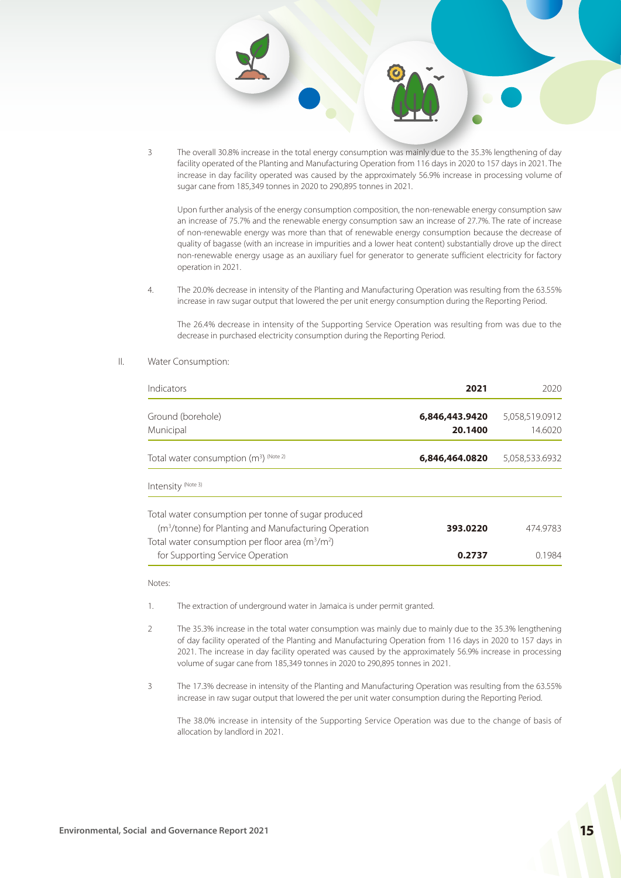3 The overall 30.8% increase in the total energy consumption was mainly due to the 35.3% lengthening of day facility operated of the Planting and Manufacturing Operation from 116 days in 2020 to 157 days in 2021. The increase in day facility operated was caused by the approximately 56.9% increase in processing volume of sugar cane from 185,349 tonnes in 2020 to 290,895 tonnes in 2021.

Upon further analysis of the energy consumption composition, the non-renewable energy consumption saw an increase of 75.7% and the renewable energy consumption saw an increase of 27.7%. The rate of increase of non-renewable energy was more than that of renewable energy consumption because the decrease of quality of bagasse (with an increase in impurities and a lower heat content) substantially drove up the direct non-renewable energy usage as an auxiliary fuel for generator to generate sufficient electricity for factory operation in 2021.

4. The 20.0% decrease in intensity of the Planting and Manufacturing Operation was resulting from the 63.55% increase in raw sugar output that lowered the per unit energy consumption during the Reporting Period.

The 26.4% decrease in intensity of the Supporting Service Operation was resulting from was due to the decrease in purchased electricity consumption during the Reporting Period.

II. Water Consumption:

| Indicators | **2021** | 2020 |
|---|---|---|
| Ground (borehole) | **6,846,443.9420** | 5,058,519.0912 |
| Municipal | **20.1400** | 14.6020 |
| Total water consumption ($m^3$) (Note 2) | **6,846,464.0820** | 5,058,533.6932 |
| Intensity (Note 3) | | |
| Total water consumption per tonne of sugar produced ($m^3$/tonne) for Planting and Manufacturing Operation | **393.0220** | 474.9783 |
| Total water consumption per floor area ($m^3/m^2$) for Supporting Service Operation | **0.2737** | 0.1984 |

Notes:

1. The extraction of underground water in Jamaica is under permit granted.

2 The 35.3% increase in the total water consumption was mainly due to mainly due to the 35.3% lengthening of day facility operated of the Planting and Manufacturing Operation from 116 days in 2020 to 157 days in 2021. The increase in day facility operated was caused by the approximately 56.9% increase in processing volume of sugar cane from 185,349 tonnes in 2020 to 290,895 tonnes in 2021.

3 The 17.3% decrease in intensity of the Planting and Manufacturing Operation was resulting from the 63.55% increase in raw sugar output that lowered the per unit water consumption during the Reporting Period.

The 38.0% increase in intensity of the Supporting Service Operation was due to the change of basis of allocation by landlord in 2021.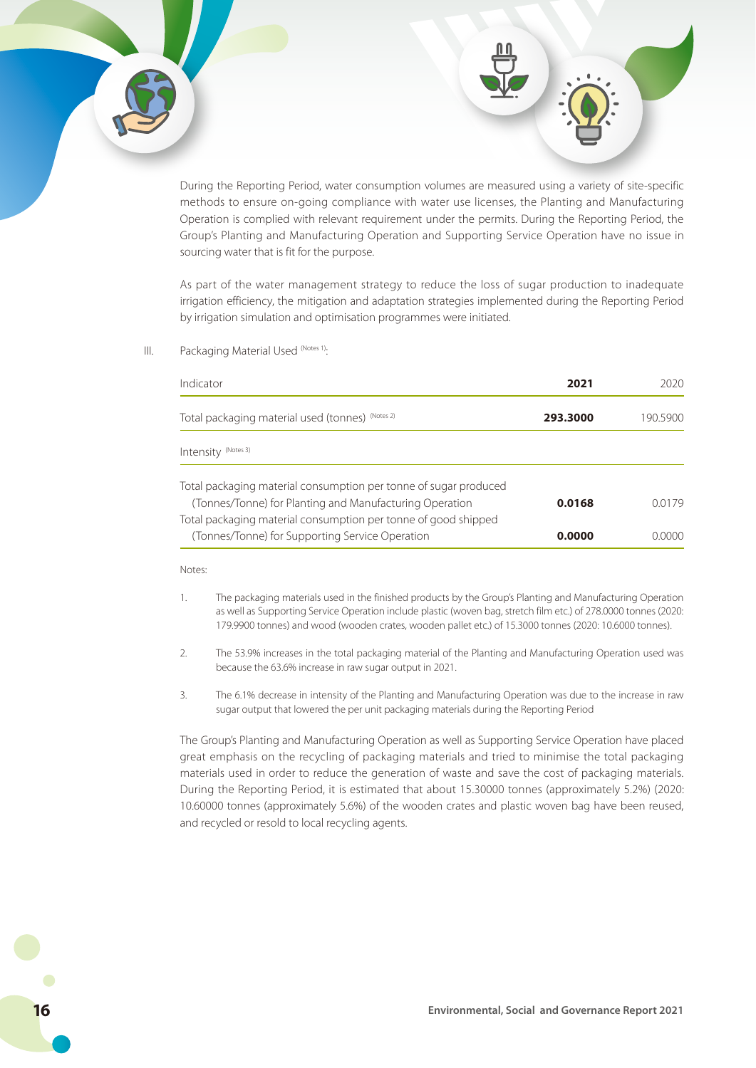During the Reporting Period, water consumption volumes are measured using a variety of site-specific methods to ensure on-going compliance with water use licenses, the Planting and Manufacturing Operation is complied with relevant requirement under the permits. During the Reporting Period, the Group's Planting and Manufacturing Operation and Supporting Service Operation have no issue in sourcing water that is fit for the purpose.

As part of the water management strategy to reduce the loss of sugar production to inadequate irrigation efficiency, the mitigation and adaptation strategies implemented during the Reporting Period by irrigation simulation and optimisation programmes were initiated.

III. Packaging Material Used (Notes 1):

| Indicator | **2021** | 2020 |
|---|---|---|
| Total packaging material used (tonnes) (Notes 2) | **293.3000** | 190.5900 |
| Intensity (Notes 3) | | |
| Total packaging material consumption per tonne of sugar produced (Tonnes/Tonne) for Planting and Manufacturing Operation | **0.0168** | 0.0179 |
| Total packaging material consumption per tonne of good shipped (Tonnes/Tonne) for Supporting Service Operation | **0.0000** | 0.0000 |

Notes:

1. The packaging materials used in the finished products by the Group's Planting and Manufacturing Operation as well as Supporting Service Operation include plastic (woven bag, stretch film etc.) of 278.0000 tonnes (2020: 179.9900 tonnes) and wood (wooden crates, wooden pallet etc.) of 15.3000 tonnes (2020: 10.6000 tonnes).

2. The 53.9% increases in the total packaging material of the Planting and Manufacturing Operation used was because the 63.6% increase in raw sugar output in 2021.

3. The 6.1% decrease in intensity of the Planting and Manufacturing Operation was due to the increase in raw sugar output that lowered the per unit packaging materials during the Reporting Period

The Group's Planting and Manufacturing Operation as well as Supporting Service Operation have placed great emphasis on the recycling of packaging materials and tried to minimise the total packaging materials used in order to reduce the generation of waste and save the cost of packaging materials. During the Reporting Period, it is estimated that about 15.30000 tonnes (approximately 5.2%) (2020: 10.60000 tonnes (approximately 5.6%) of the wooden crates and plastic woven bag have been reused, and recycled or resold to local recycling agents.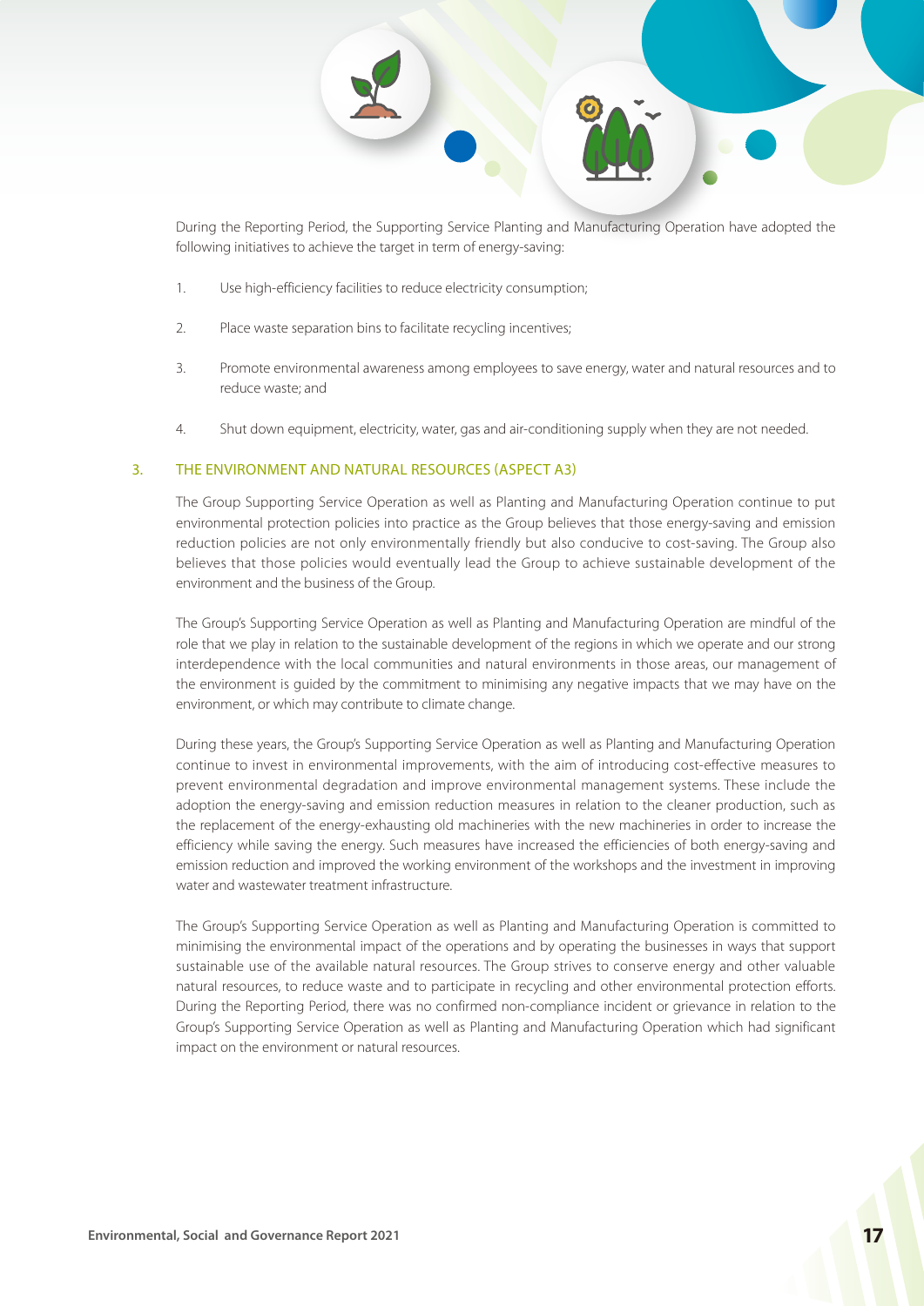During the Reporting Period, the Supporting Service Planting and Manufacturing Operation have adopted the following initiatives to achieve the target in term of energy-saving:

1. Use high-efficiency facilities to reduce electricity consumption;
2. Place waste separation bins to facilitate recycling incentives;
3. Promote environmental awareness among employees to save energy, water and natural resources and to reduce waste; and
4. Shut down equipment, electricity, water, gas and air-conditioning supply when they are not needed.

## 3. THE ENVIRONMENT AND NATURAL RESOURCES (ASPECT A3)

The Group Supporting Service Operation as well as Planting and Manufacturing Operation continue to put environmental protection policies into practice as the Group believes that those energy-saving and emission reduction policies are not only environmentally friendly but also conducive to cost-saving. The Group also believes that those policies would eventually lead the Group to achieve sustainable development of the environment and the business of the Group.

The Group's Supporting Service Operation as well as Planting and Manufacturing Operation are mindful of the role that we play in relation to the sustainable development of the regions in which we operate and our strong interdependence with the local communities and natural environments in those areas, our management of the environment is guided by the commitment to minimising any negative impacts that we may have on the environment, or which may contribute to climate change.

During these years, the Group's Supporting Service Operation as well as Planting and Manufacturing Operation continue to invest in environmental improvements, with the aim of introducing cost-effective measures to prevent environmental degradation and improve environmental management systems. These include the adoption the energy-saving and emission reduction measures in relation to the cleaner production, such as the replacement of the energy-exhausting old machineries with the new machineries in order to increase the efficiency while saving the energy. Such measures have increased the efficiencies of both energy-saving and emission reduction and improved the working environment of the workshops and the investment in improving water and wastewater treatment infrastructure.

The Group's Supporting Service Operation as well as Planting and Manufacturing Operation is committed to minimising the environmental impact of the operations and by operating the businesses in ways that support sustainable use of the available natural resources. The Group strives to conserve energy and other valuable natural resources, to reduce waste and to participate in recycling and other environmental protection efforts. During the Reporting Period, there was no confirmed non-compliance incident or grievance in relation to the Group's Supporting Service Operation as well as Planting and Manufacturing Operation which had significant impact on the environment or natural resources.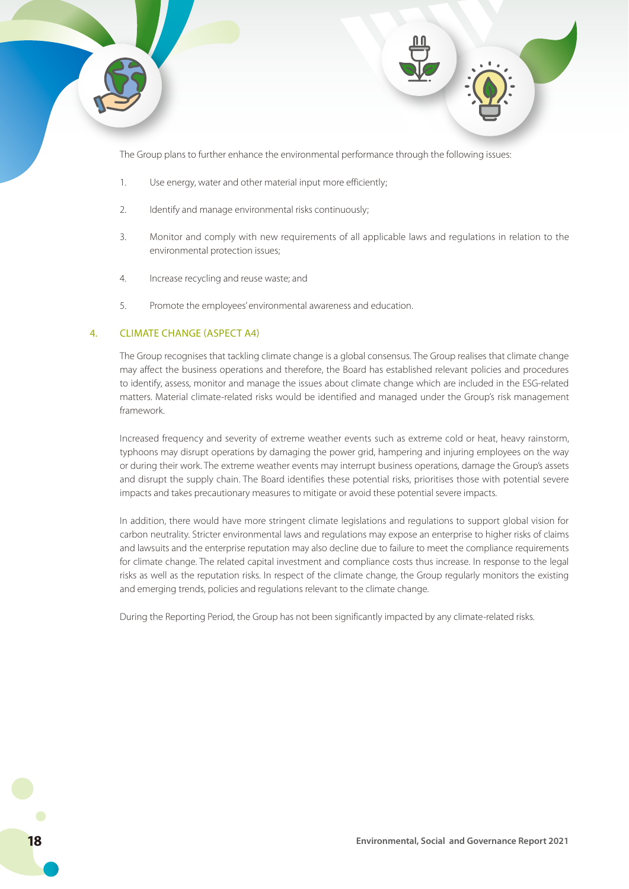The Group plans to further enhance the environmental performance through the following issues:

1. Use energy, water and other material input more efficiently;

2. Identify and manage environmental risks continuously;

3. Monitor and comply with new requirements of all applicable laws and regulations in relation to the environmental protection issues;

4. Increase recycling and reuse waste; and

5. Promote the employees' environmental awareness and education.

## 4. CLIMATE CHANGE (ASPECT A4)

The Group recognises that tackling climate change is a global consensus. The Group realises that climate change may affect the business operations and therefore, the Board has established relevant policies and procedures to identify, assess, monitor and manage the issues about climate change which are included in the ESG-related matters. Material climate-related risks would be identified and managed under the Group's risk management framework.

Increased frequency and severity of extreme weather events such as extreme cold or heat, heavy rainstorm, typhoons may disrupt operations by damaging the power grid, hampering and injuring employees on the way or during their work. The extreme weather events may interrupt business operations, damage the Group's assets and disrupt the supply chain. The Board identifies these potential risks, prioritises those with potential severe impacts and takes precautionary measures to mitigate or avoid these potential severe impacts.

In addition, there would have more stringent climate legislations and regulations to support global vision for carbon neutrality. Stricter environmental laws and regulations may expose an enterprise to higher risks of claims and lawsuits and the enterprise reputation may also decline due to failure to meet the compliance requirements for climate change. The related capital investment and compliance costs thus increase. In response to the legal risks as well as the reputation risks. In respect of the climate change, the Group regularly monitors the existing and emerging trends, policies and regulations relevant to the climate change.

During the Reporting Period, the Group has not been significantly impacted by any climate-related risks.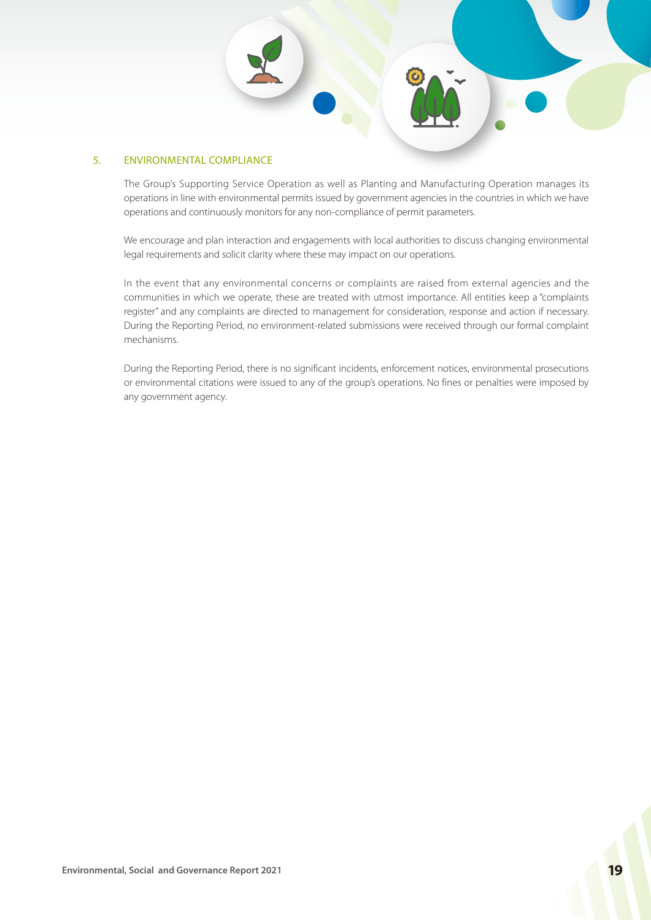## 5. ENVIRONMENTAL COMPLIANCE

The Group's Supporting Service Operation as well as Planting and Manufacturing Operation manages its operations in line with environmental permits issued by government agencies in the countries in which we have operations and continuously monitors for any non-compliance of permit parameters.

We encourage and plan interaction and engagements with local authorities to discuss changing environmental legal requirements and solicit clarity where these may impact on our operations.

In the event that any environmental concerns or complaints are raised from external agencies and the communities in which we operate, these are treated with utmost importance. All entities keep a "complaints register" and any complaints are directed to management for consideration, response and action if necessary. During the Reporting Period, no environment-related submissions were received through our formal complaint mechanisms.

During the Reporting Period, there is no significant incidents, enforcement notices, environmental prosecutions or environmental citations were issued to any of the group's operations. No fines or penalties were imposed by any government agency.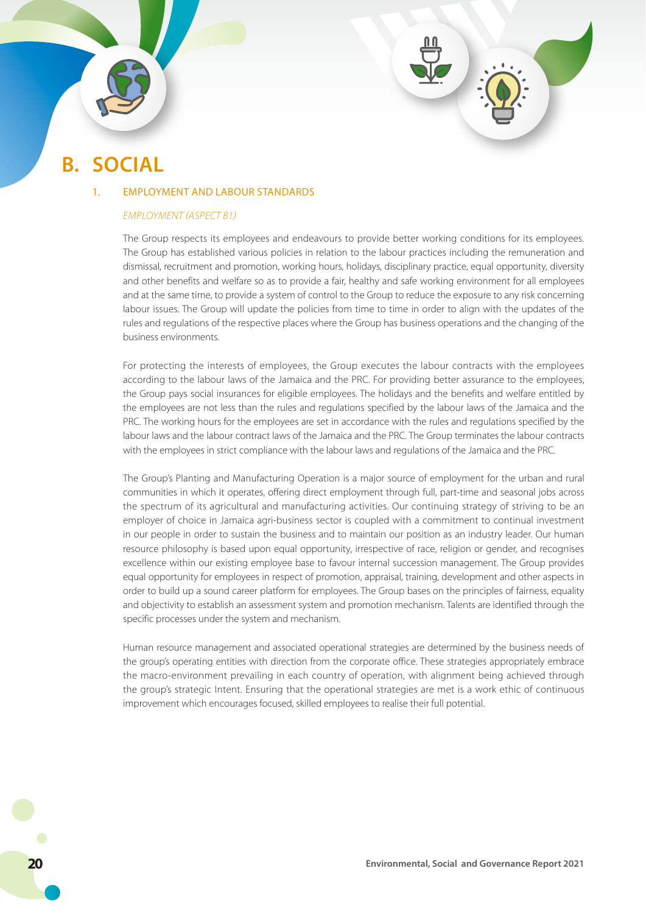# B. SOCIAL

## 1. EMPLOYMENT AND LABOUR STANDARDS

### *EMPLOYMENT (ASPECT B1)*

The Group respects its employees and endeavours to provide better working conditions for its employees. The Group has established various policies in relation to the labour practices including the remuneration and dismissal, recruitment and promotion, working hours, holidays, disciplinary practice, equal opportunity, diversity and other benefits and welfare so as to provide a fair, healthy and safe working environment for all employees and at the same time, to provide a system of control to the Group to reduce the exposure to any risk concerning labour issues. The Group will update the policies from time to time in order to align with the updates of the rules and regulations of the respective places where the Group has business operations and the changing of the business environments.

For protecting the interests of employees, the Group executes the labour contracts with the employees according to the labour laws of the Jamaica and the PRC. For providing better assurance to the employees, the Group pays social insurances for eligible employees. The holidays and the benefits and welfare entitled by the employees are not less than the rules and regulations specified by the labour laws of the Jamaica and the PRC. The working hours for the employees are set in accordance with the rules and regulations specified by the labour laws and the labour contract laws of the Jamaica and the PRC. The Group terminates the labour contracts with the employees in strict compliance with the labour laws and regulations of the Jamaica and the PRC.

The Group's Planting and Manufacturing Operation is a major source of employment for the urban and rural communities in which it operates, offering direct employment through full, part-time and seasonal jobs across the spectrum of its agricultural and manufacturing activities. Our continuing strategy of striving to be an employer of choice in Jamaica agri-business sector is coupled with a commitment to continual investment in our people in order to sustain the business and to maintain our position as an industry leader. Our human resource philosophy is based upon equal opportunity, irrespective of race, religion or gender, and recognises excellence within our existing employee base to favour internal succession management. The Group provides equal opportunity for employees in respect of promotion, appraisal, training, development and other aspects in order to build up a sound career platform for employees. The Group bases on the principles of fairness, equality and objectivity to establish an assessment system and promotion mechanism. Talents are identified through the specific processes under the system and mechanism.

Human resource management and associated operational strategies are determined by the business needs of the group's operating entities with direction from the corporate office. These strategies appropriately embrace the macro-environment prevailing in each country of operation, with alignment being achieved through the group's strategic Intent. Ensuring that the operational strategies are met is a work ethic of continuous improvement which encourages focused, skilled employees to realise their full potential.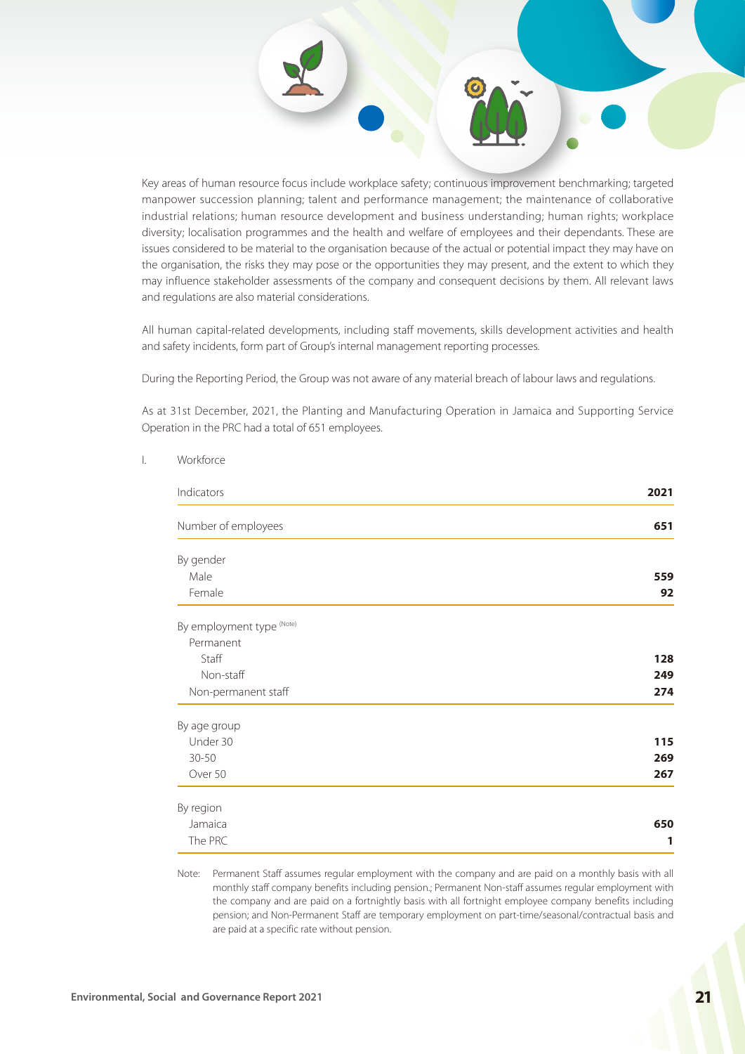Key areas of human resource focus include workplace safety; continuous improvement benchmarking; targeted manpower succession planning; talent and performance management; the maintenance of collaborative industrial relations; human resource development and business understanding; human rights; workplace diversity; localisation programmes and the health and welfare of employees and their dependants. These are issues considered to be material to the organisation because of the actual or potential impact they may have on the organisation, the risks they may pose or the opportunities they may present, and the extent to which they may influence stakeholder assessments of the company and consequent decisions by them. All relevant laws and regulations are also material considerations.

All human capital-related developments, including staff movements, skills development activities and health and safety incidents, form part of Group's internal management reporting processes.

During the Reporting Period, the Group was not aware of any material breach of labour laws and regulations.

As at 31st December, 2021, the Planting and Manufacturing Operation in Jamaica and Supporting Service Operation in the PRC had a total of 651 employees.

I. Workforce

| Indicators | 2021 |
| --- | --- |
| Number of employees | **651** |
| By gender | |
| Male | **559** |
| Female | **92** |
| By employment type (Note) | |
| Permanent | |
| Staff | **128** |
| Non-staff | **249** |
| Non-permanent staff | **274** |
| By age group | |
| Under 30 | **115** |
| 30-50 | **269** |
| Over 50 | **267** |
| By region | |
| Jamaica | **650** |
| The PRC | **1** |

Note: Permanent Staff assumes regular employment with the company and are paid on a monthly basis with all monthly staff company benefits including pension.; Permanent Non-staff assumes regular employment with the company and are paid on a fortnightly basis with all fortnight employee company benefits including pension; and Non-Permanent Staff are temporary employment on part-time/seasonal/contractual basis and are paid at a specific rate without pension.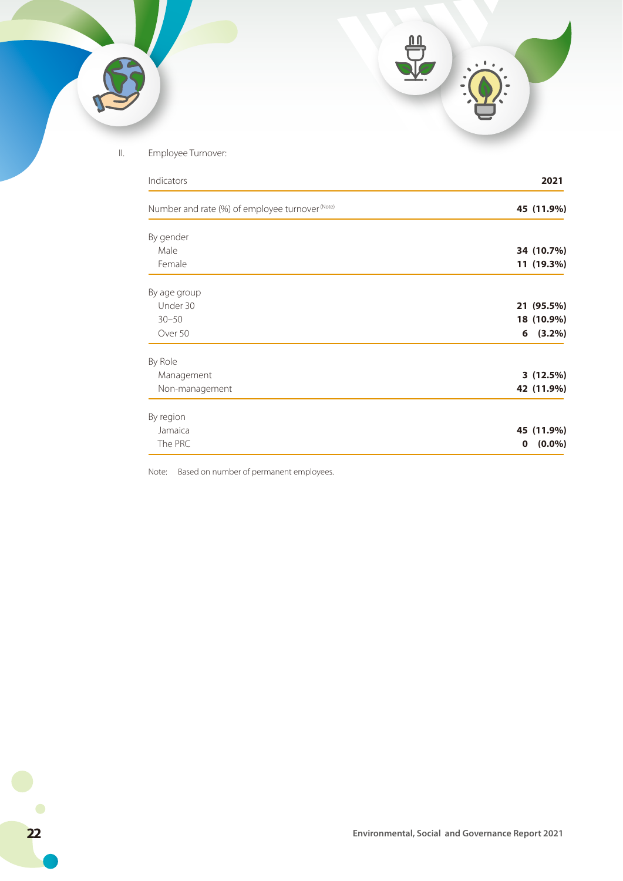II. Employee Turnover:

| Indicators | 2021 |
|---|---|
| Number and rate (%) of employee turnover (Note) | **45 (11.9%)** |
| By gender | |
| Male | **34 (10.7%)** |
| Female | **11 (19.3%)** |
| By age group | |
| Under 30 | **21 (95.5%)** |
| 30–50 | **18 (10.9%)** |
| Over 50 | **6 (3.2%)** |
| By Role | |
| Management | **3 (12.5%)** |
| Non-management | **42 (11.9%)** |
| By region | |
| Jamaica | **45 (11.9%)** |
| The PRC | **0 (0.0%)** |

Note: Based on number of permanent employees.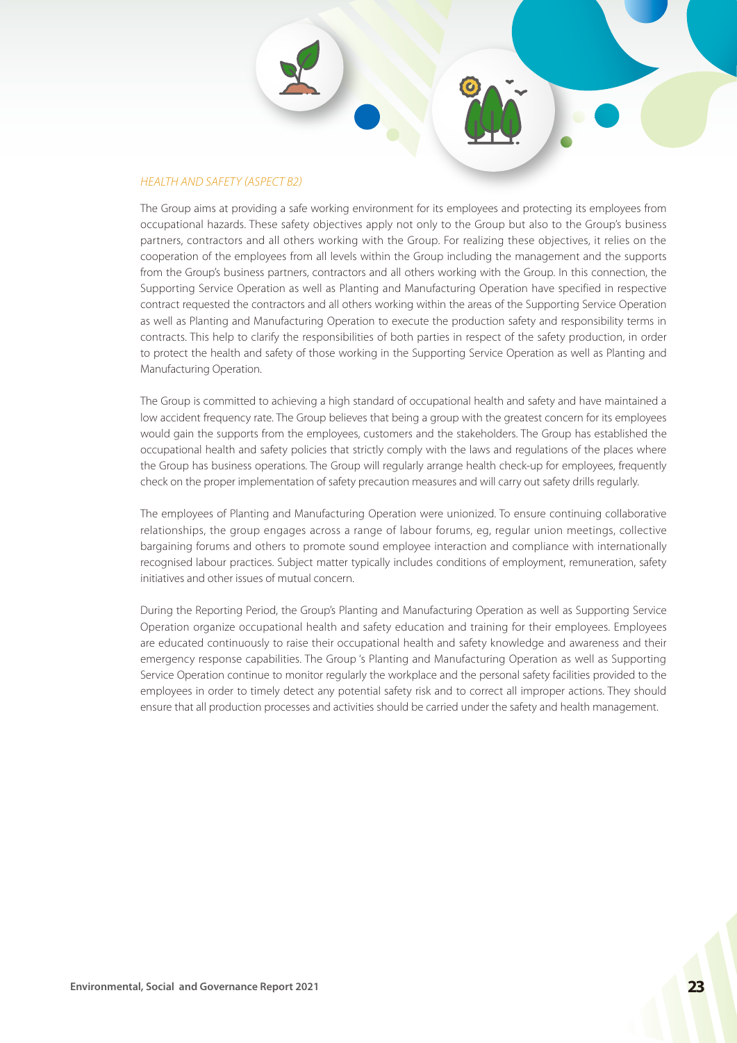### *HEALTH AND SAFETY (ASPECT B2)*

The Group aims at providing a safe working environment for its employees and protecting its employees from occupational hazards. These safety objectives apply not only to the Group but also to the Group's business partners, contractors and all others working with the Group. For realizing these objectives, it relies on the cooperation of the employees from all levels within the Group including the management and the supports from the Group's business partners, contractors and all others working with the Group. In this connection, the Supporting Service Operation as well as Planting and Manufacturing Operation have specified in respective contract requested the contractors and all others working within the areas of the Supporting Service Operation as well as Planting and Manufacturing Operation to execute the production safety and responsibility terms in contracts. This help to clarify the responsibilities of both parties in respect of the safety production, in order to protect the health and safety of those working in the Supporting Service Operation as well as Planting and Manufacturing Operation.

The Group is committed to achieving a high standard of occupational health and safety and have maintained a low accident frequency rate. The Group believes that being a group with the greatest concern for its employees would gain the supports from the employees, customers and the stakeholders. The Group has established the occupational health and safety policies that strictly comply with the laws and regulations of the places where the Group has business operations. The Group will regularly arrange health check-up for employees, frequently check on the proper implementation of safety precaution measures and will carry out safety drills regularly.

The employees of Planting and Manufacturing Operation were unionized. To ensure continuing collaborative relationships, the group engages across a range of labour forums, eg, regular union meetings, collective bargaining forums and others to promote sound employee interaction and compliance with internationally recognised labour practices. Subject matter typically includes conditions of employment, remuneration, safety initiatives and other issues of mutual concern.

During the Reporting Period, the Group's Planting and Manufacturing Operation as well as Supporting Service Operation organize occupational health and safety education and training for their employees. Employees are educated continuously to raise their occupational health and safety knowledge and awareness and their emergency response capabilities. The Group 's Planting and Manufacturing Operation as well as Supporting Service Operation continue to monitor regularly the workplace and the personal safety facilities provided to the employees in order to timely detect any potential safety risk and to correct all improper actions. They should ensure that all production processes and activities should be carried under the safety and health management.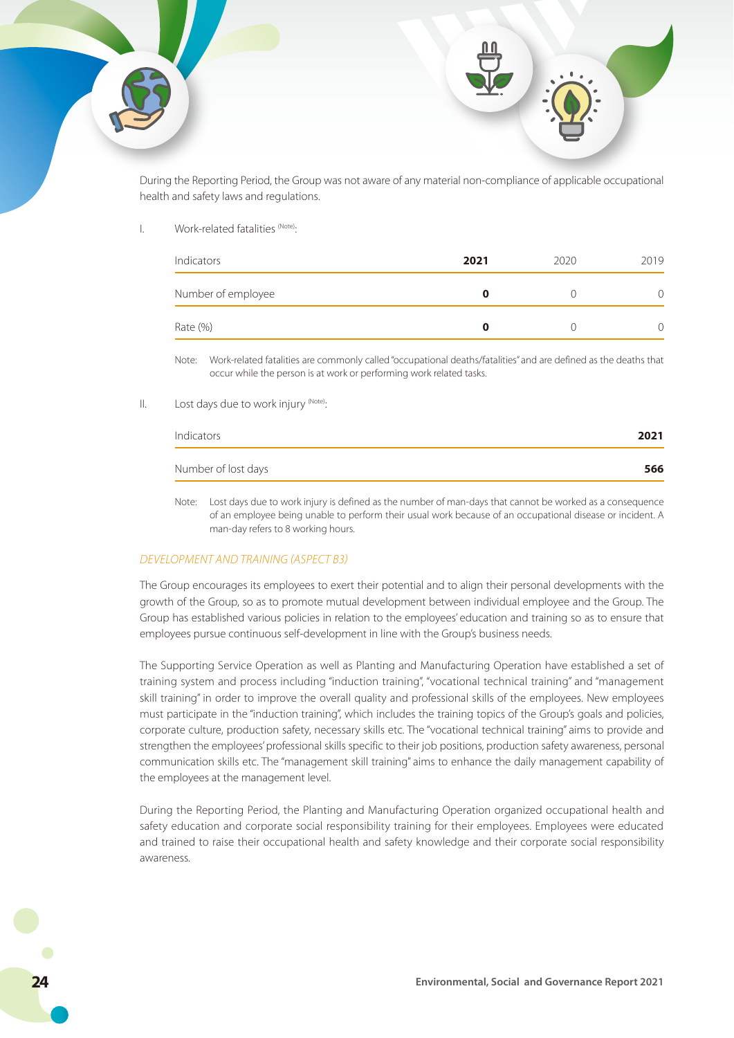During the Reporting Period, the Group was not aware of any material non-compliance of applicable occupational health and safety laws and regulations.

I. Work-related fatalities (Note):

| Indicators | **2021** | 2020 | 2019 |
|---|---|---|---|
| Number of employee | **0** | 0 | 0 |
| Rate (%) | **0** | 0 | 0 |

Note: Work-related fatalities are commonly called "occupational deaths/fatalities" and are defined as the deaths that occur while the person is at work or performing work related tasks.

II. Lost days due to work injury (Note):

| Indicators | **2021** |
|---|---|
| Number of lost days | **566** |

Note: Lost days due to work injury is defined as the number of man-days that cannot be worked as a consequence of an employee being unable to perform their usual work because of an occupational disease or incident. A man-day refers to 8 working hours.

## *DEVELOPMENT AND TRAINING (ASPECT B3)*

The Group encourages its employees to exert their potential and to align their personal developments with the growth of the Group, so as to promote mutual development between individual employee and the Group. The Group has established various policies in relation to the employees' education and training so as to ensure that employees pursue continuous self-development in line with the Group's business needs.

The Supporting Service Operation as well as Planting and Manufacturing Operation have established a set of training system and process including "induction training", "vocational technical training" and "management skill training" in order to improve the overall quality and professional skills of the employees. New employees must participate in the "induction training", which includes the training topics of the Group's goals and policies, corporate culture, production safety, necessary skills etc. The "vocational technical training" aims to provide and strengthen the employees' professional skills specific to their job positions, production safety awareness, personal communication skills etc. The "management skill training" aims to enhance the daily management capability of the employees at the management level.

During the Reporting Period, the Planting and Manufacturing Operation organized occupational health and safety education and corporate social responsibility training for their employees. Employees were educated and trained to raise their occupational health and safety knowledge and their corporate social responsibility awareness.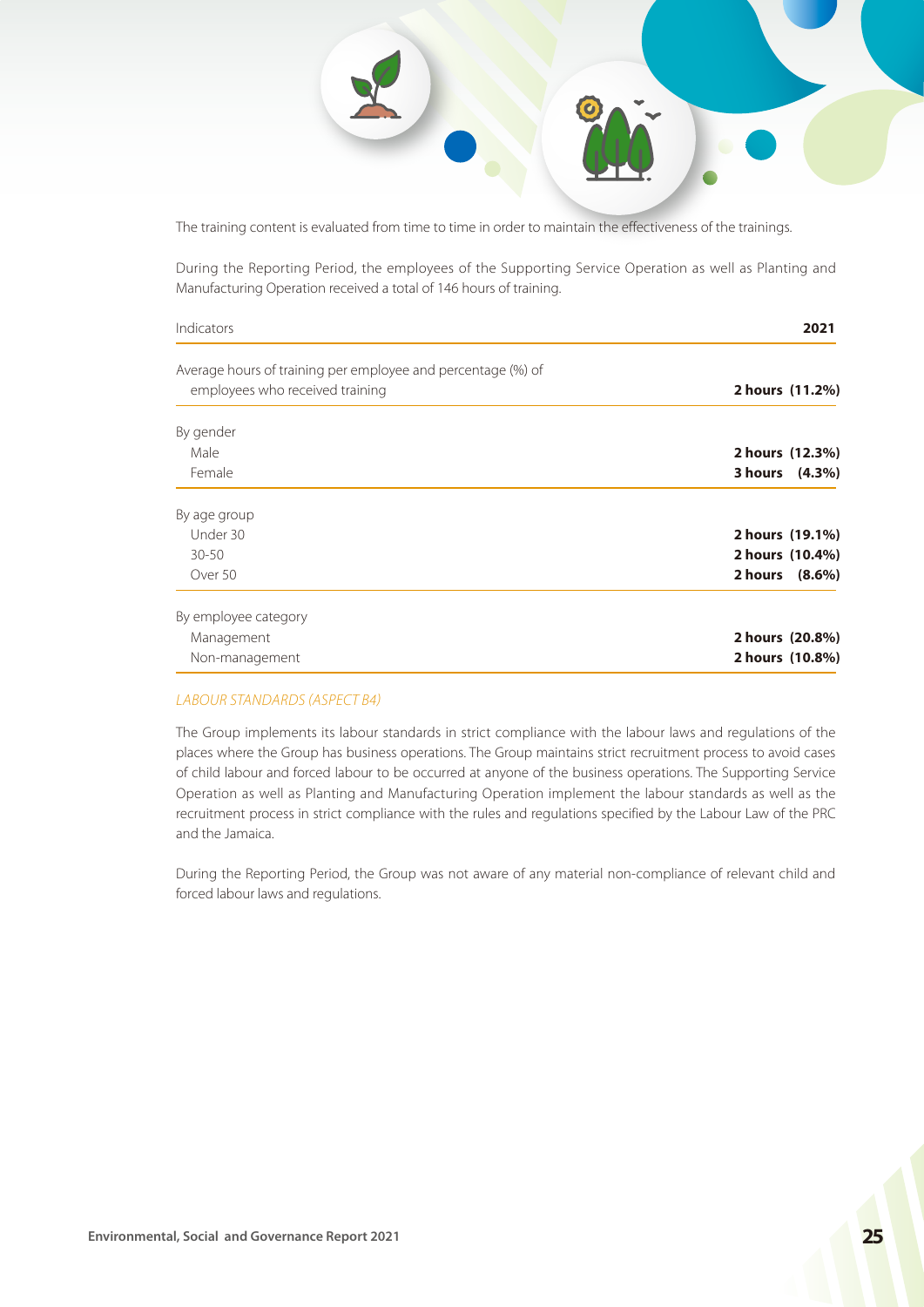The training content is evaluated from time to time in order to maintain the effectiveness of the trainings.

During the Reporting Period, the employees of the Supporting Service Operation as well as Planting and Manufacturing Operation received a total of 146 hours of training.

| Indicators | 2021 |
|---|---|
| Average hours of training per employee and percentage (%) of employees who received training | **2 hours (11.2%)** |
| By gender | |
| Male | **2 hours (12.3%)** |
| Female | **3 hours (4.3%)** |
| By age group | |
| Under 30 | **2 hours (19.1%)** |
| 30-50 | **2 hours (10.4%)** |
| Over 50 | **2 hours (8.6%)** |
| By employee category | |
| Management | **2 hours (20.8%)** |
| Non-management | **2 hours (10.8%)** |

*LABOUR STANDARDS (ASPECT B4)*

The Group implements its labour standards in strict compliance with the labour laws and regulations of the places where the Group has business operations. The Group maintains strict recruitment process to avoid cases of child labour and forced labour to be occurred at anyone of the business operations. The Supporting Service Operation as well as Planting and Manufacturing Operation implement the labour standards as well as the recruitment process in strict compliance with the rules and regulations specified by the Labour Law of the PRC and the Jamaica.

During the Reporting Period, the Group was not aware of any material non-compliance of relevant child and forced labour laws and regulations.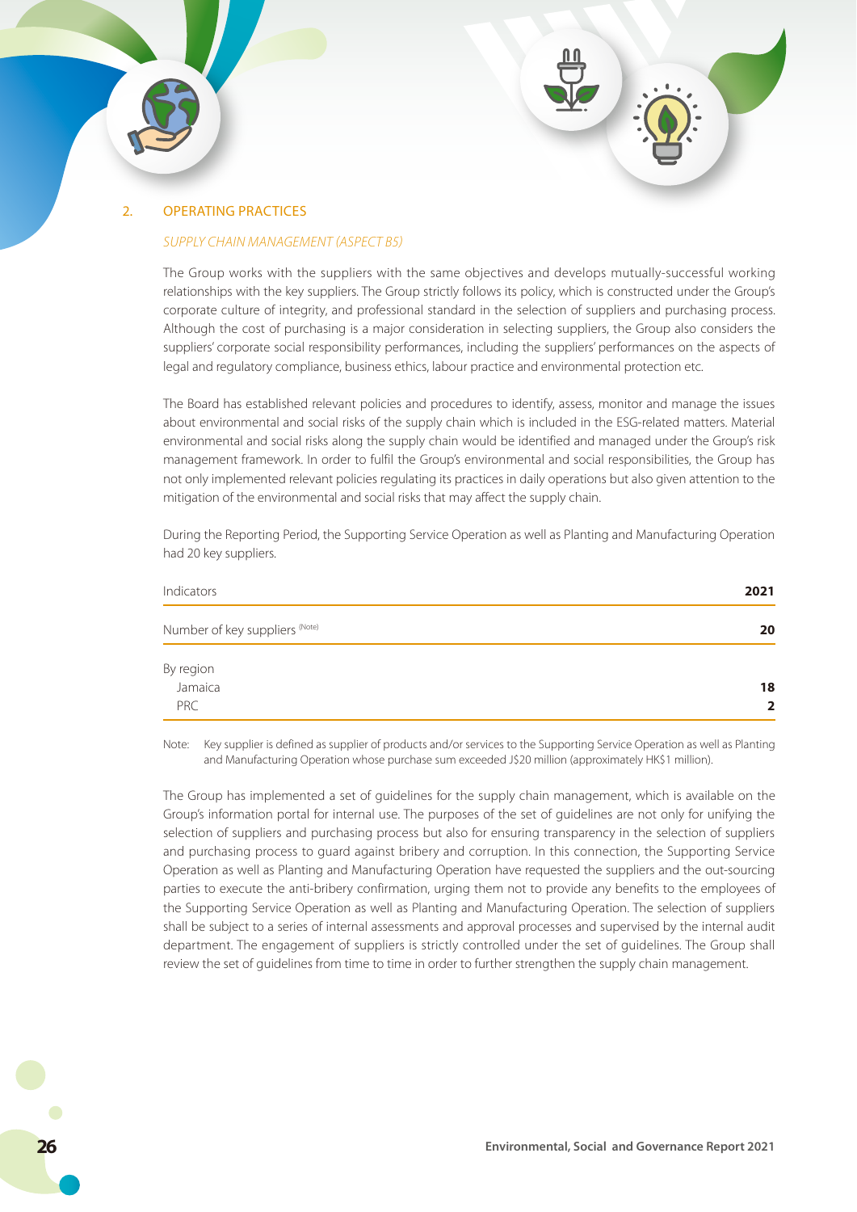## 2. OPERATING PRACTICES

### *SUPPLY CHAIN MANAGEMENT (ASPECT B5)*

The Group works with the suppliers with the same objectives and develops mutually-successful working relationships with the key suppliers. The Group strictly follows its policy, which is constructed under the Group's corporate culture of integrity, and professional standard in the selection of suppliers and purchasing process. Although the cost of purchasing is a major consideration in selecting suppliers, the Group also considers the suppliers' corporate social responsibility performances, including the suppliers' performances on the aspects of legal and regulatory compliance, business ethics, labour practice and environmental protection etc.

The Board has established relevant policies and procedures to identify, assess, monitor and manage the issues about environmental and social risks of the supply chain which is included in the ESG-related matters. Material environmental and social risks along the supply chain would be identified and managed under the Group's risk management framework. In order to fulfil the Group's environmental and social responsibilities, the Group has not only implemented relevant policies regulating its practices in daily operations but also given attention to the mitigation of the environmental and social risks that may affect the supply chain.

During the Reporting Period, the Supporting Service Operation as well as Planting and Manufacturing Operation had 20 key suppliers.

| Indicators | 2021 |
|---|---|
| Number of key suppliers (Note) | **20** |
| By region | |
| Jamaica | **18** |
| PRC | **2** |

Note: Key supplier is defined as supplier of products and/or services to the Supporting Service Operation as well as Planting and Manufacturing Operation whose purchase sum exceeded J$20 million (approximately HK$1 million).

The Group has implemented a set of guidelines for the supply chain management, which is available on the Group's information portal for internal use. The purposes of the set of guidelines are not only for unifying the selection of suppliers and purchasing process but also for ensuring transparency in the selection of suppliers and purchasing process to guard against bribery and corruption. In this connection, the Supporting Service Operation as well as Planting and Manufacturing Operation have requested the suppliers and the out-sourcing parties to execute the anti-bribery confirmation, urging them not to provide any benefits to the employees of the Supporting Service Operation as well as Planting and Manufacturing Operation. The selection of suppliers shall be subject to a series of internal assessments and approval processes and supervised by the internal audit department. The engagement of suppliers is strictly controlled under the set of guidelines. The Group shall review the set of guidelines from time to time in order to further strengthen the supply chain management.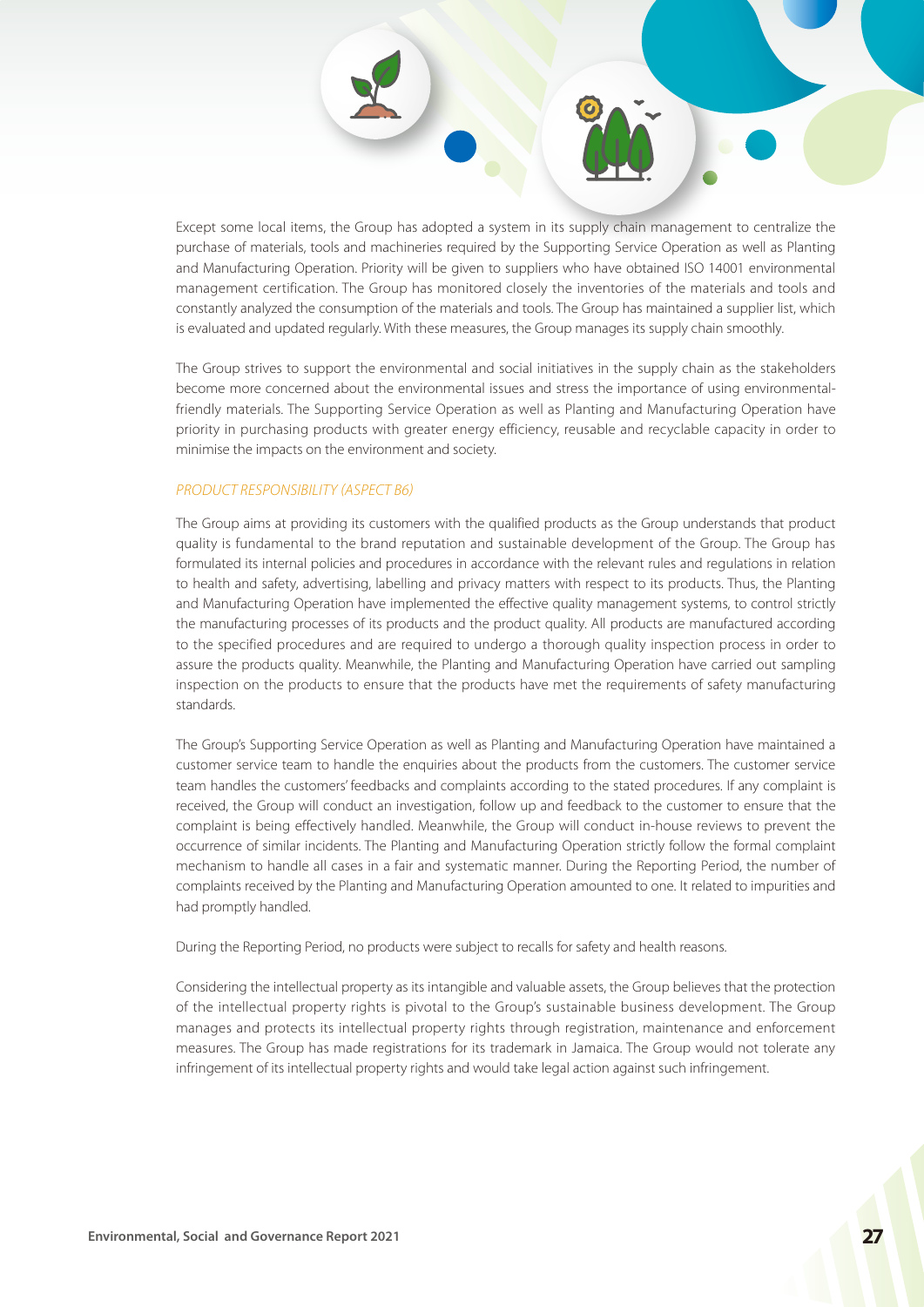Except some local items, the Group has adopted a system in its supply chain management to centralize the purchase of materials, tools and machineries required by the Supporting Service Operation as well as Planting and Manufacturing Operation. Priority will be given to suppliers who have obtained ISO 14001 environmental management certification. The Group has monitored closely the inventories of the materials and tools and constantly analyzed the consumption of the materials and tools. The Group has maintained a supplier list, which is evaluated and updated regularly. With these measures, the Group manages its supply chain smoothly.

The Group strives to support the environmental and social initiatives in the supply chain as the stakeholders become more concerned about the environmental issues and stress the importance of using environmental-friendly materials. The Supporting Service Operation as well as Planting and Manufacturing Operation have priority in purchasing products with greater energy efficiency, reusable and recyclable capacity in order to minimise the impacts on the environment and society.

### *PRODUCT RESPONSIBILITY (ASPECT B6)*

The Group aims at providing its customers with the qualified products as the Group understands that product quality is fundamental to the brand reputation and sustainable development of the Group. The Group has formulated its internal policies and procedures in accordance with the relevant rules and regulations in relation to health and safety, advertising, labelling and privacy matters with respect to its products. Thus, the Planting and Manufacturing Operation have implemented the effective quality management systems, to control strictly the manufacturing processes of its products and the product quality. All products are manufactured according to the specified procedures and are required to undergo a thorough quality inspection process in order to assure the products quality. Meanwhile, the Planting and Manufacturing Operation have carried out sampling inspection on the products to ensure that the products have met the requirements of safety manufacturing standards.

The Group's Supporting Service Operation as well as Planting and Manufacturing Operation have maintained a customer service team to handle the enquiries about the products from the customers. The customer service team handles the customers' feedbacks and complaints according to the stated procedures. If any complaint is received, the Group will conduct an investigation, follow up and feedback to the customer to ensure that the complaint is being effectively handled. Meanwhile, the Group will conduct in-house reviews to prevent the occurrence of similar incidents. The Planting and Manufacturing Operation strictly follow the formal complaint mechanism to handle all cases in a fair and systematic manner. During the Reporting Period, the number of complaints received by the Planting and Manufacturing Operation amounted to one. It related to impurities and had promptly handled.

During the Reporting Period, no products were subject to recalls for safety and health reasons.

Considering the intellectual property as its intangible and valuable assets, the Group believes that the protection of the intellectual property rights is pivotal to the Group's sustainable business development. The Group manages and protects its intellectual property rights through registration, maintenance and enforcement measures. The Group has made registrations for its trademark in Jamaica. The Group would not tolerate any infringement of its intellectual property rights and would take legal action against such infringement.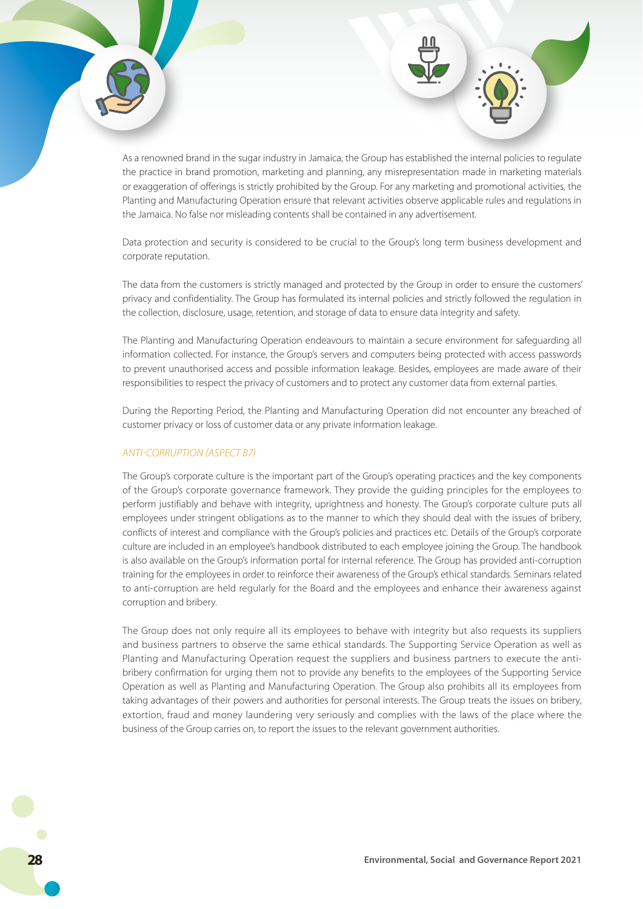As a renowned brand in the sugar industry in Jamaica, the Group has established the internal policies to regulate the practice in brand promotion, marketing and planning, any misrepresentation made in marketing materials or exaggeration of offerings is strictly prohibited by the Group. For any marketing and promotional activities, the Planting and Manufacturing Operation ensure that relevant activities observe applicable rules and regulations in the Jamaica. No false nor misleading contents shall be contained in any advertisement.

Data protection and security is considered to be crucial to the Group's long term business development and corporate reputation.

The data from the customers is strictly managed and protected by the Group in order to ensure the customers' privacy and confidentiality. The Group has formulated its internal policies and strictly followed the regulation in the collection, disclosure, usage, retention, and storage of data to ensure data integrity and safety.

The Planting and Manufacturing Operation endeavours to maintain a secure environment for safeguarding all information collected. For instance, the Group's servers and computers being protected with access passwords to prevent unauthorised access and possible information leakage. Besides, employees are made aware of their responsibilities to respect the privacy of customers and to protect any customer data from external parties.

During the Reporting Period, the Planting and Manufacturing Operation did not encounter any breached of customer privacy or loss of customer data or any private information leakage.

### *ANTI-CORRUPTION (ASPECT B7)*

The Group's corporate culture is the important part of the Group's operating practices and the key components of the Group's corporate governance framework. They provide the guiding principles for the employees to perform justifiably and behave with integrity, uprightness and honesty. The Group's corporate culture puts all employees under stringent obligations as to the manner to which they should deal with the issues of bribery, conflicts of interest and compliance with the Group's policies and practices etc. Details of the Group's corporate culture are included in an employee's handbook distributed to each employee joining the Group. The handbook is also available on the Group's information portal for internal reference. The Group has provided anti-corruption training for the employees in order to reinforce their awareness of the Group's ethical standards. Seminars related to anti-corruption are held regularly for the Board and the employees and enhance their awareness against corruption and bribery.

The Group does not only require all its employees to behave with integrity but also requests its suppliers and business partners to observe the same ethical standards. The Supporting Service Operation as well as Planting and Manufacturing Operation request the suppliers and business partners to execute the anti-bribery confirmation for urging them not to provide any benefits to the employees of the Supporting Service Operation as well as Planting and Manufacturing Operation. The Group also prohibits all its employees from taking advantages of their powers and authorities for personal interests. The Group treats the issues on bribery, extortion, fraud and money laundering very seriously and complies with the laws of the place where the business of the Group carries on, to report the issues to the relevant government authorities.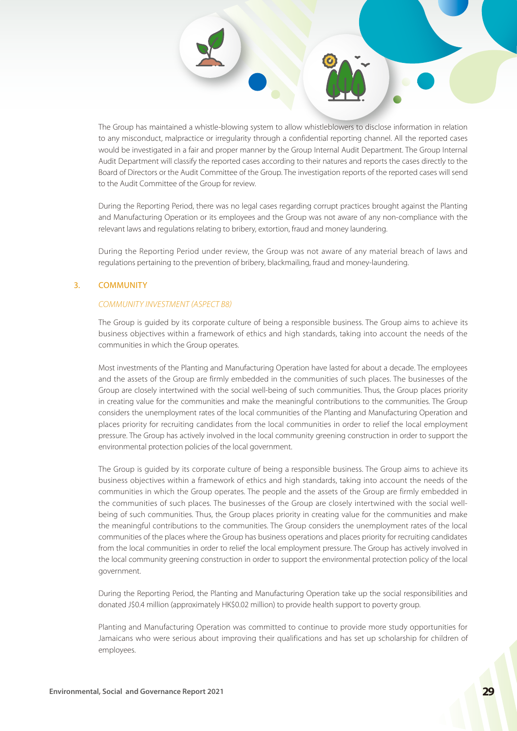The Group has maintained a whistle-blowing system to allow whistleblowers to disclose information in relation to any misconduct, malpractice or irregularity through a confidential reporting channel. All the reported cases would be investigated in a fair and proper manner by the Group Internal Audit Department. The Group Internal Audit Department will classify the reported cases according to their natures and reports the cases directly to the Board of Directors or the Audit Committee of the Group. The investigation reports of the reported cases will send to the Audit Committee of the Group for review.

During the Reporting Period, there was no legal cases regarding corrupt practices brought against the Planting and Manufacturing Operation or its employees and the Group was not aware of any non-compliance with the relevant laws and regulations relating to bribery, extortion, fraud and money laundering.

During the Reporting Period under review, the Group was not aware of any material breach of laws and regulations pertaining to the prevention of bribery, blackmailing, fraud and money-laundering.

## 3. COMMUNITY

### *COMMUNITY INVESTMENT (ASPECT B8)*

The Group is guided by its corporate culture of being a responsible business. The Group aims to achieve its business objectives within a framework of ethics and high standards, taking into account the needs of the communities in which the Group operates.

Most investments of the Planting and Manufacturing Operation have lasted for about a decade. The employees and the assets of the Group are firmly embedded in the communities of such places. The businesses of the Group are closely intertwined with the social well-being of such communities. Thus, the Group places priority in creating value for the communities and make the meaningful contributions to the communities. The Group considers the unemployment rates of the local communities of the Planting and Manufacturing Operation and places priority for recruiting candidates from the local communities in order to relief the local employment pressure. The Group has actively involved in the local community greening construction in order to support the environmental protection policies of the local government.

The Group is guided by its corporate culture of being a responsible business. The Group aims to achieve its business objectives within a framework of ethics and high standards, taking into account the needs of the communities in which the Group operates. The people and the assets of the Group are firmly embedded in the communities of such places. The businesses of the Group are closely intertwined with the social well-being of such communities. Thus, the Group places priority in creating value for the communities and make the meaningful contributions to the communities. The Group considers the unemployment rates of the local communities of the places where the Group has business operations and places priority for recruiting candidates from the local communities in order to relief the local employment pressure. The Group has actively involved in the local community greening construction in order to support the environmental protection policy of the local government.

During the Reporting Period, the Planting and Manufacturing Operation take up the social responsibilities and donated J$0.4 million (approximately HK$0.02 million) to provide health support to poverty group.

Planting and Manufacturing Operation was committed to continue to provide more study opportunities for Jamaicans who were serious about improving their qualifications and has set up scholarship for children of employees.